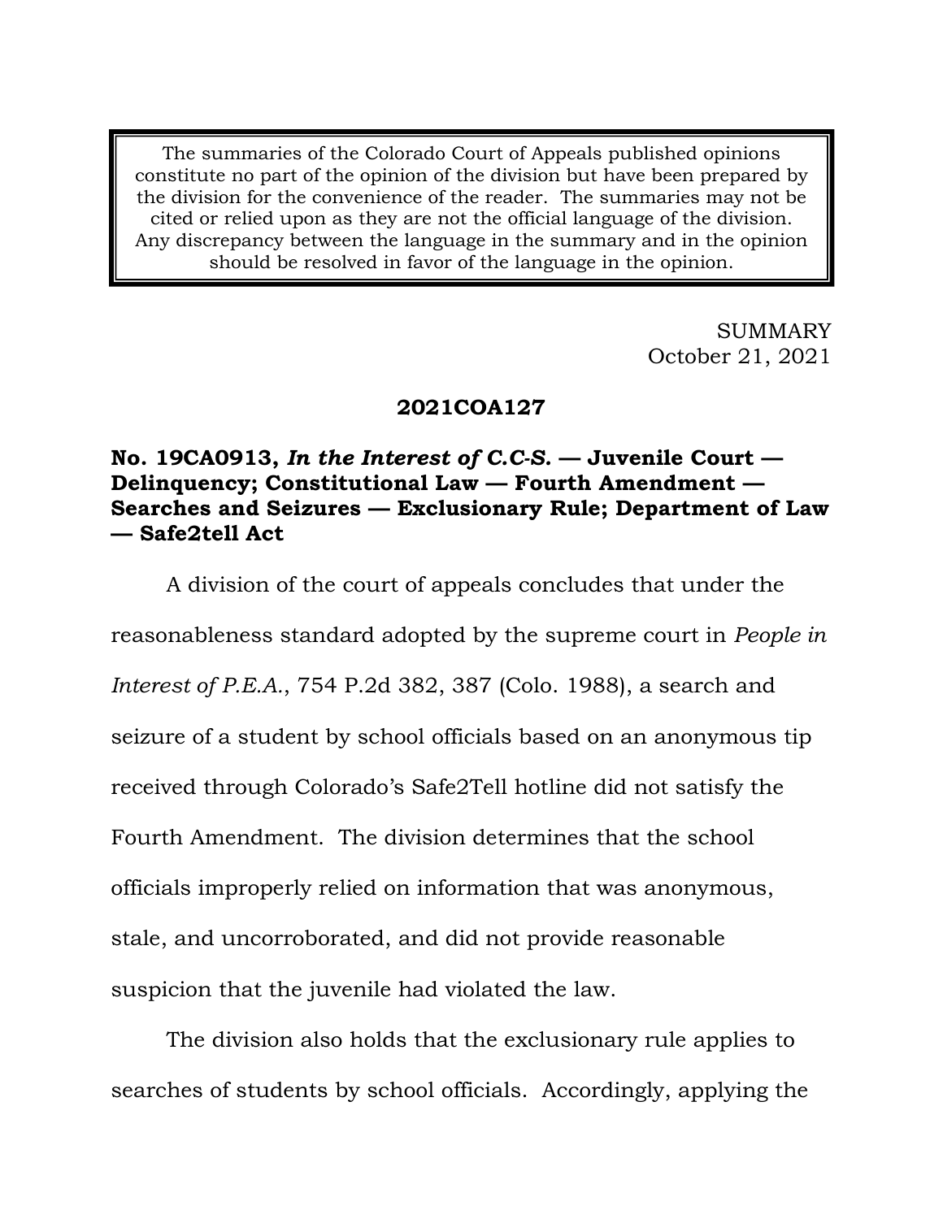The summaries of the Colorado Court of Appeals published opinions constitute no part of the opinion of the division but have been prepared by the division for the convenience of the reader. The summaries may not be cited or relied upon as they are not the official language of the division. Any discrepancy between the language in the summary and in the opinion should be resolved in favor of the language in the opinion.

SUMMARY
October 21, 2021

**2021COA127**

**No. 19CA0913, *In the Interest of C.C-S.* — Juvenile Court — Delinquency; Constitutional Law — Fourth Amendment — Searches and Seizures — Exclusionary Rule; Department of Law — Safe2tell Act**

A division of the court of appeals concludes that under the reasonableness standard adopted by the supreme court in *People in Interest of P.E.A.*, 754 P.2d 382, 387 (Colo. 1988), a search and seizure of a student by school officials based on an anonymous tip received through Colorado's Safe2Tell hotline did not satisfy the Fourth Amendment. The division determines that the school officials improperly relied on information that was anonymous, stale, and uncorroborated, and did not provide reasonable suspicion that the juvenile had violated the law.

The division also holds that the exclusionary rule applies to searches of students by school officials. Accordingly, applying the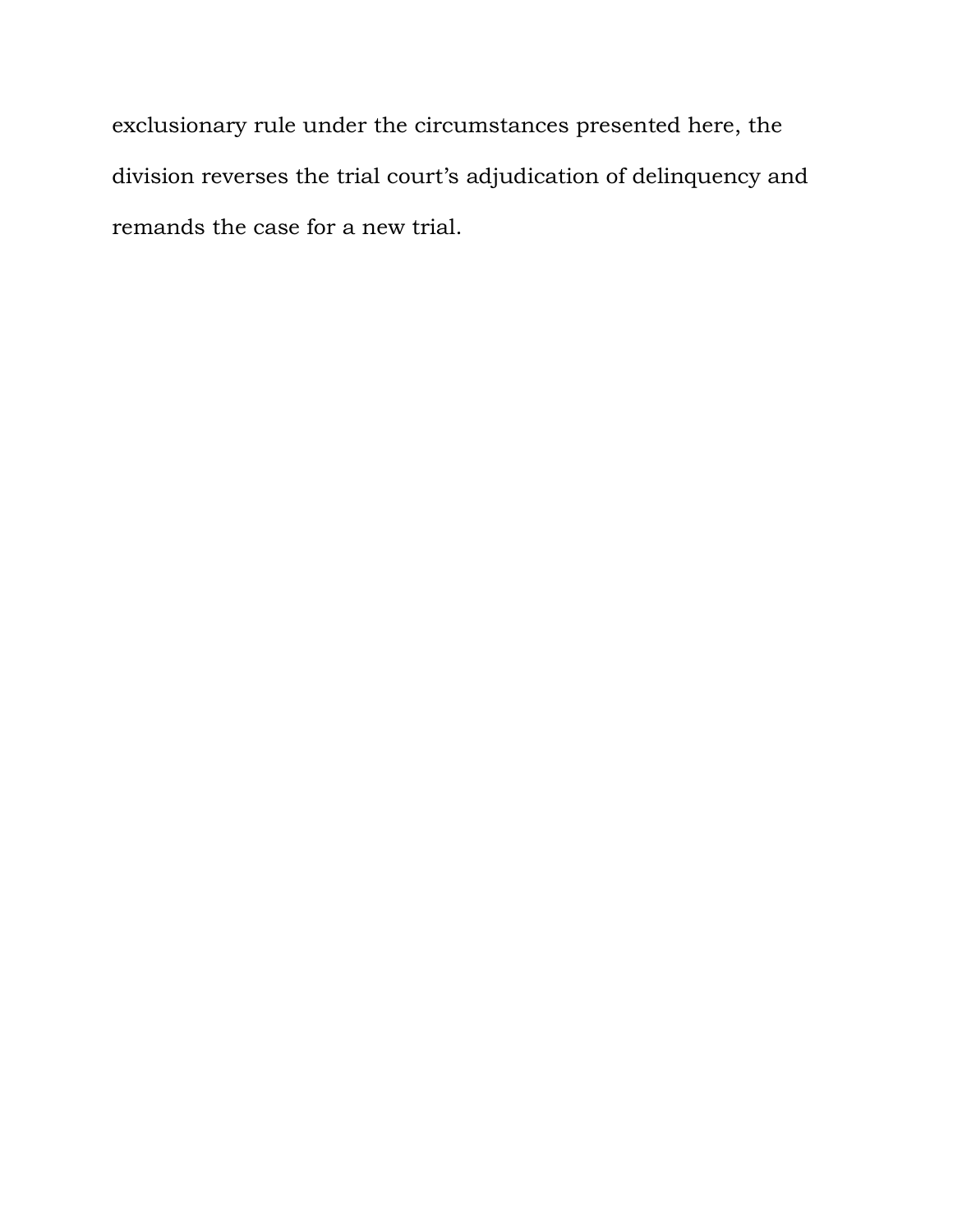exclusionary rule under the circumstances presented here, the division reverses the trial court's adjudication of delinquency and remands the case for a new trial.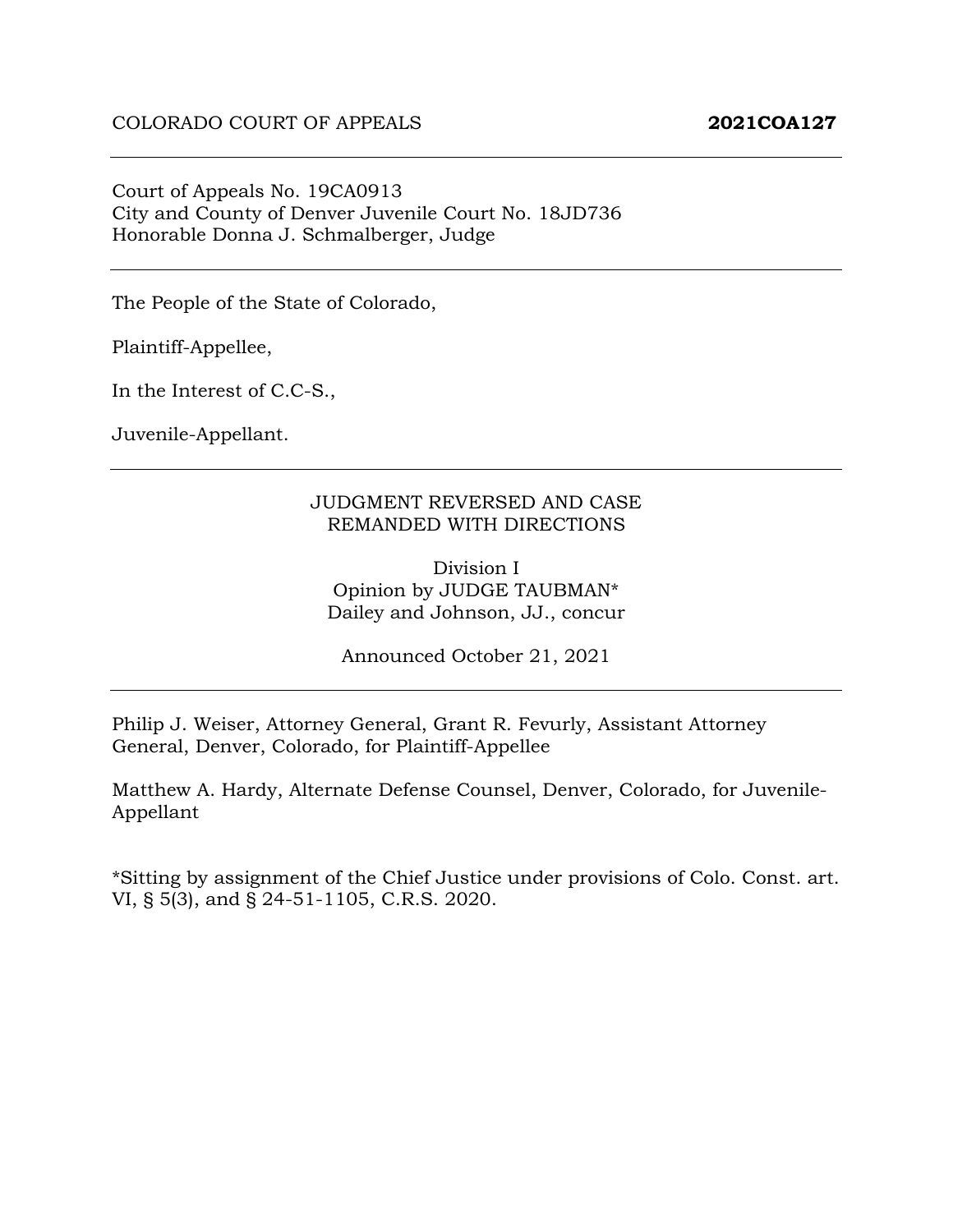COLORADO COURT OF APPEALS **2021COA127**

---

Court of Appeals No. 19CA0913
City and County of Denver Juvenile Court No. 18JD736
Honorable Donna J. Schmalberger, Judge

---

The People of the State of Colorado,

Plaintiff-Appellee,

In the Interest of C.C-S.,

Juvenile-Appellant.

---

JUDGMENT REVERSED AND CASE
REMANDED WITH DIRECTIONS

Division I
Opinion by JUDGE TAUBMAN*
Dailey and Johnson, JJ., concur

Announced October 21, 2021

---

Philip J. Weiser, Attorney General, Grant R. Fevurly, Assistant Attorney General, Denver, Colorado, for Plaintiff-Appellee

Matthew A. Hardy, Alternate Defense Counsel, Denver, Colorado, for Juvenile-Appellant

*Sitting by assignment of the Chief Justice under provisions of Colo. Const. art. VI, § 5(3), and § 24-51-1105, C.R.S. 2020.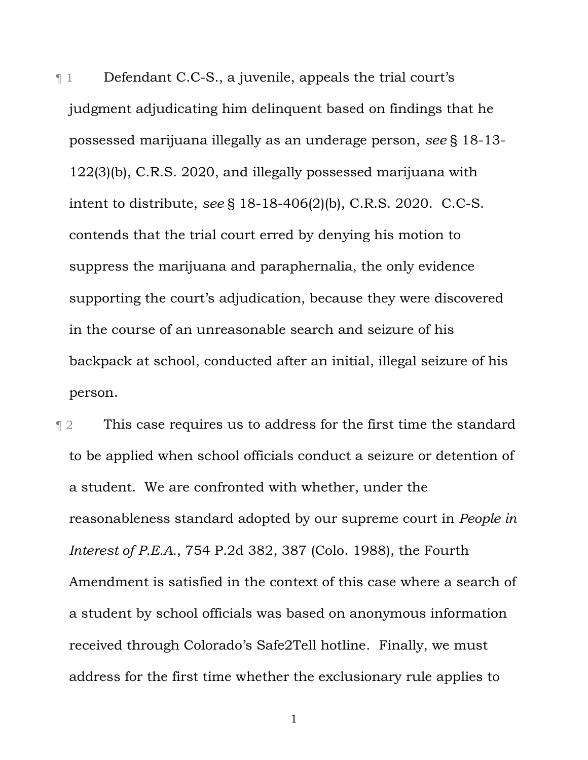¶ 1 Defendant C.C-S., a juvenile, appeals the trial court's judgment adjudicating him delinquent based on findings that he possessed marijuana illegally as an underage person, *see* § 18-13-122(3)(b), C.R.S. 2020, and illegally possessed marijuana with intent to distribute, *see* § 18-18-406(2)(b), C.R.S. 2020. C.C-S. contends that the trial court erred by denying his motion to suppress the marijuana and paraphernalia, the only evidence supporting the court's adjudication, because they were discovered in the course of an unreasonable search and seizure of his backpack at school, conducted after an initial, illegal seizure of his person.

¶ 2 This case requires us to address for the first time the standard to be applied when school officials conduct a seizure or detention of a student. We are confronted with whether, under the reasonableness standard adopted by our supreme court in *People in Interest of P.E.A.*, 754 P.2d 382, 387 (Colo. 1988), the Fourth Amendment is satisfied in the context of this case where a search of a student by school officials was based on anonymous information received through Colorado's Safe2Tell hotline. Finally, we must address for the first time whether the exclusionary rule applies to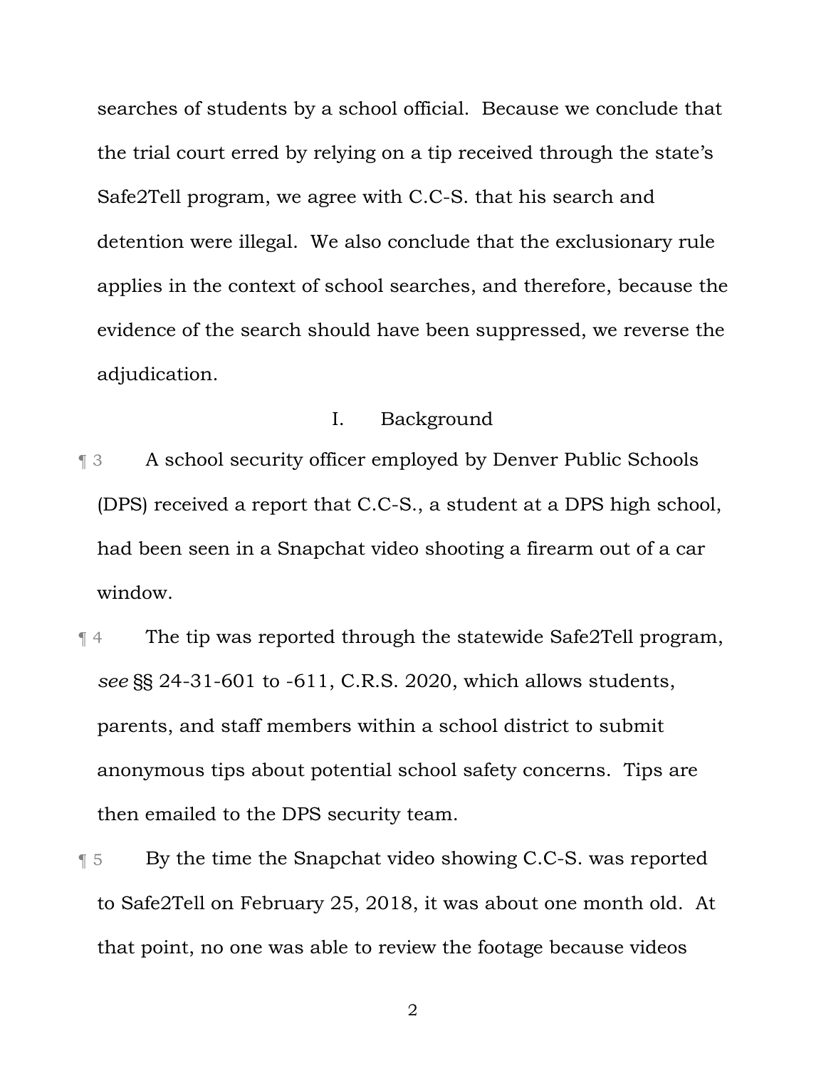searches of students by a school official. Because we conclude that the trial court erred by relying on a tip received through the state's Safe2Tell program, we agree with C.C-S. that his search and detention were illegal. We also conclude that the exclusionary rule applies in the context of school searches, and therefore, because the evidence of the search should have been suppressed, we reverse the adjudication.

## I. Background

¶ 3 A school security officer employed by Denver Public Schools (DPS) received a report that C.C-S., a student at a DPS high school, had been seen in a Snapchat video shooting a firearm out of a car window.

¶ 4 The tip was reported through the statewide Safe2Tell program, *see* §§ 24-31-601 to -611, C.R.S. 2020, which allows students, parents, and staff members within a school district to submit anonymous tips about potential school safety concerns. Tips are then emailed to the DPS security team.

¶ 5 By the time the Snapchat video showing C.C-S. was reported to Safe2Tell on February 25, 2018, it was about one month old. At that point, no one was able to review the footage because videos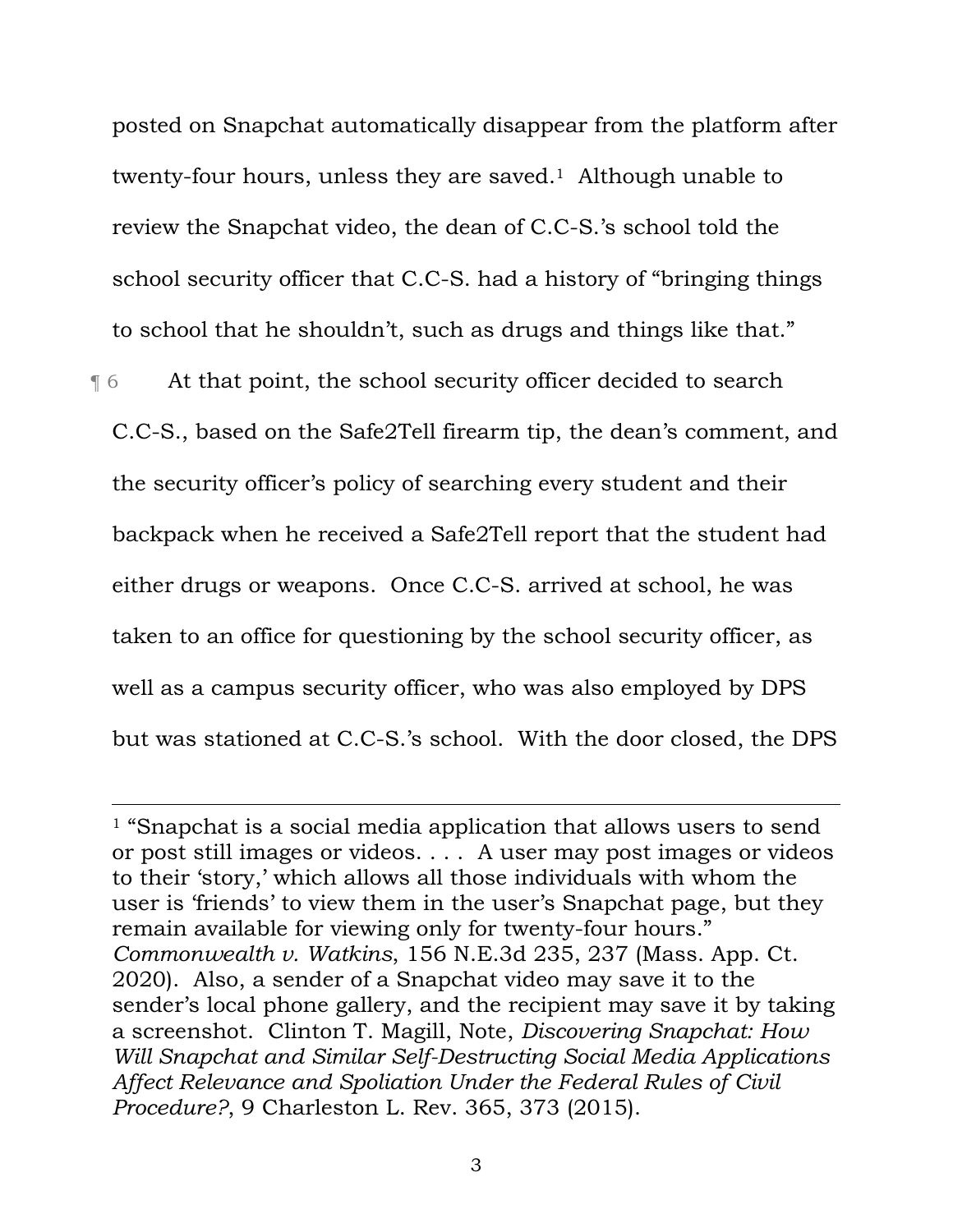posted on Snapchat automatically disappear from the platform after twenty-four hours, unless they are saved.[1] Although unable to review the Snapchat video, the dean of C.C-S.'s school told the school security officer that C.C-S. had a history of "bringing things to school that he shouldn't, such as drugs and things like that."

¶ 6 At that point, the school security officer decided to search C.C-S., based on the Safe2Tell firearm tip, the dean's comment, and the security officer's policy of searching every student and their backpack when he received a Safe2Tell report that the student had either drugs or weapons. Once C.C-S. arrived at school, he was taken to an office for questioning by the school security officer, as well as a campus security officer, who was also employed by DPS but was stationed at C.C-S.'s school. With the door closed, the DPS

---

[1] "Snapchat is a social media application that allows users to send or post still images or videos. . . . A user may post images or videos to their 'story,' which allows all those individuals with whom the user is 'friends' to view them in the user's Snapchat page, but they remain available for viewing only for twenty-four hours." *Commonwealth v. Watkins*, 156 N.E.3d 235, 237 (Mass. App. Ct. 2020). Also, a sender of a Snapchat video may save it to the sender's local phone gallery, and the recipient may save it by taking a screenshot. Clinton T. Magill, Note, *Discovering Snapchat: How Will Snapchat and Similar Self-Destructing Social Media Applications Affect Relevance and Spoliation Under the Federal Rules of Civil Procedure?*, 9 Charleston L. Rev. 365, 373 (2015).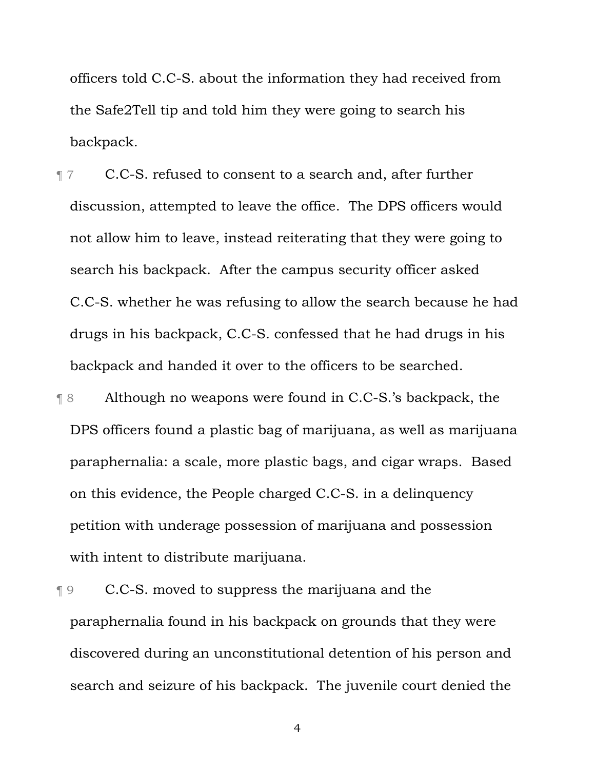officers told C.C-S. about the information they had received from the Safe2Tell tip and told him they were going to search his backpack.

¶ 7 C.C-S. refused to consent to a search and, after further discussion, attempted to leave the office. The DPS officers would not allow him to leave, instead reiterating that they were going to search his backpack. After the campus security officer asked C.C-S. whether he was refusing to allow the search because he had drugs in his backpack, C.C-S. confessed that he had drugs in his backpack and handed it over to the officers to be searched.

¶ 8 Although no weapons were found in C.C-S.'s backpack, the DPS officers found a plastic bag of marijuana, as well as marijuana paraphernalia: a scale, more plastic bags, and cigar wraps. Based on this evidence, the People charged C.C-S. in a delinquency petition with underage possession of marijuana and possession with intent to distribute marijuana.

¶ 9 C.C-S. moved to suppress the marijuana and the paraphernalia found in his backpack on grounds that they were discovered during an unconstitutional detention of his person and search and seizure of his backpack. The juvenile court denied the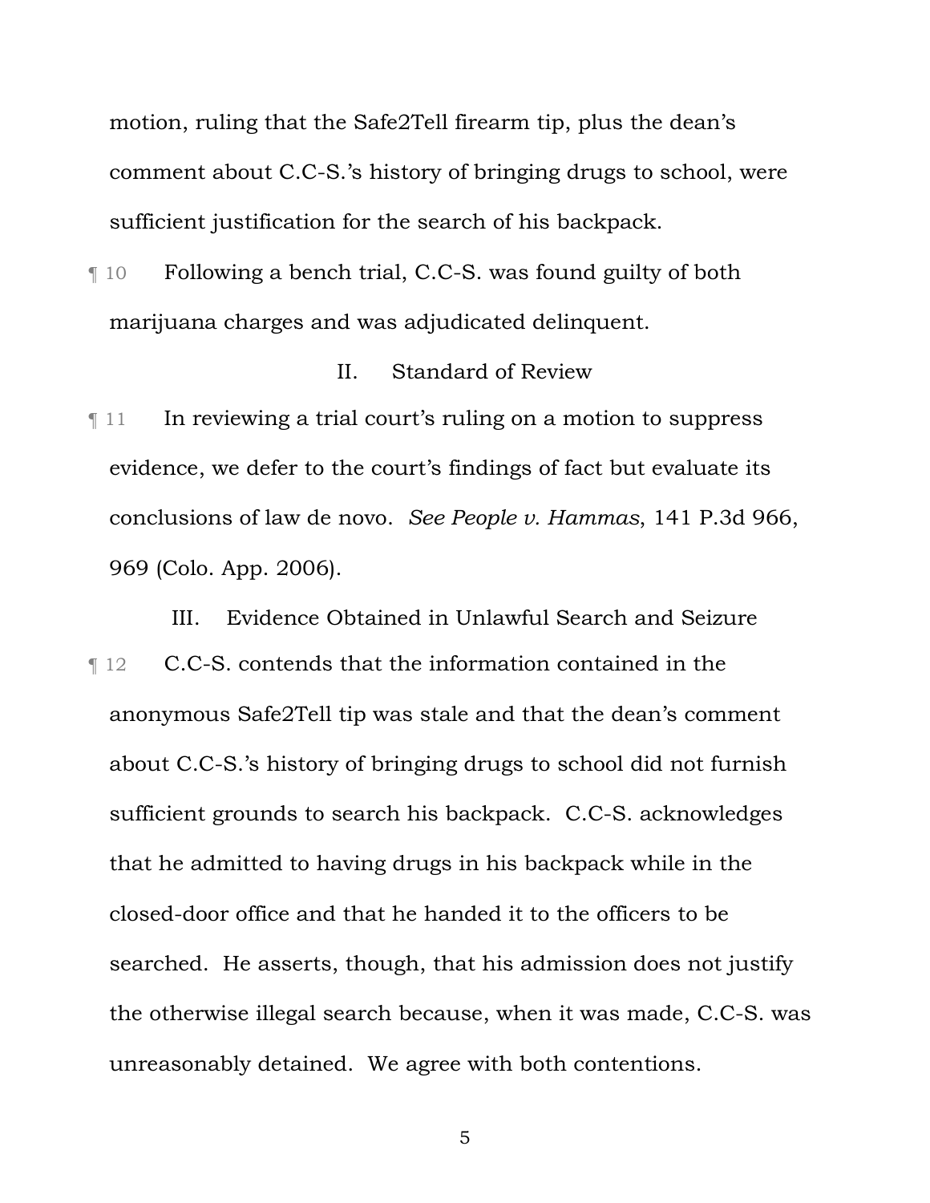motion, ruling that the Safe2Tell firearm tip, plus the dean's comment about C.C-S.'s history of bringing drugs to school, were sufficient justification for the search of his backpack.

¶ 10 Following a bench trial, C.C-S. was found guilty of both marijuana charges and was adjudicated delinquent.

## II. Standard of Review

¶ 11 In reviewing a trial court's ruling on a motion to suppress evidence, we defer to the court's findings of fact but evaluate its conclusions of law de novo. *See People v. Hammas*, 141 P.3d 966, 969 (Colo. App. 2006).

## III. Evidence Obtained in Unlawful Search and Seizure

¶ 12 C.C-S. contends that the information contained in the anonymous Safe2Tell tip was stale and that the dean's comment about C.C-S.'s history of bringing drugs to school did not furnish sufficient grounds to search his backpack. C.C-S. acknowledges that he admitted to having drugs in his backpack while in the closed-door office and that he handed it to the officers to be searched. He asserts, though, that his admission does not justify the otherwise illegal search because, when it was made, C.C-S. was unreasonably detained. We agree with both contentions.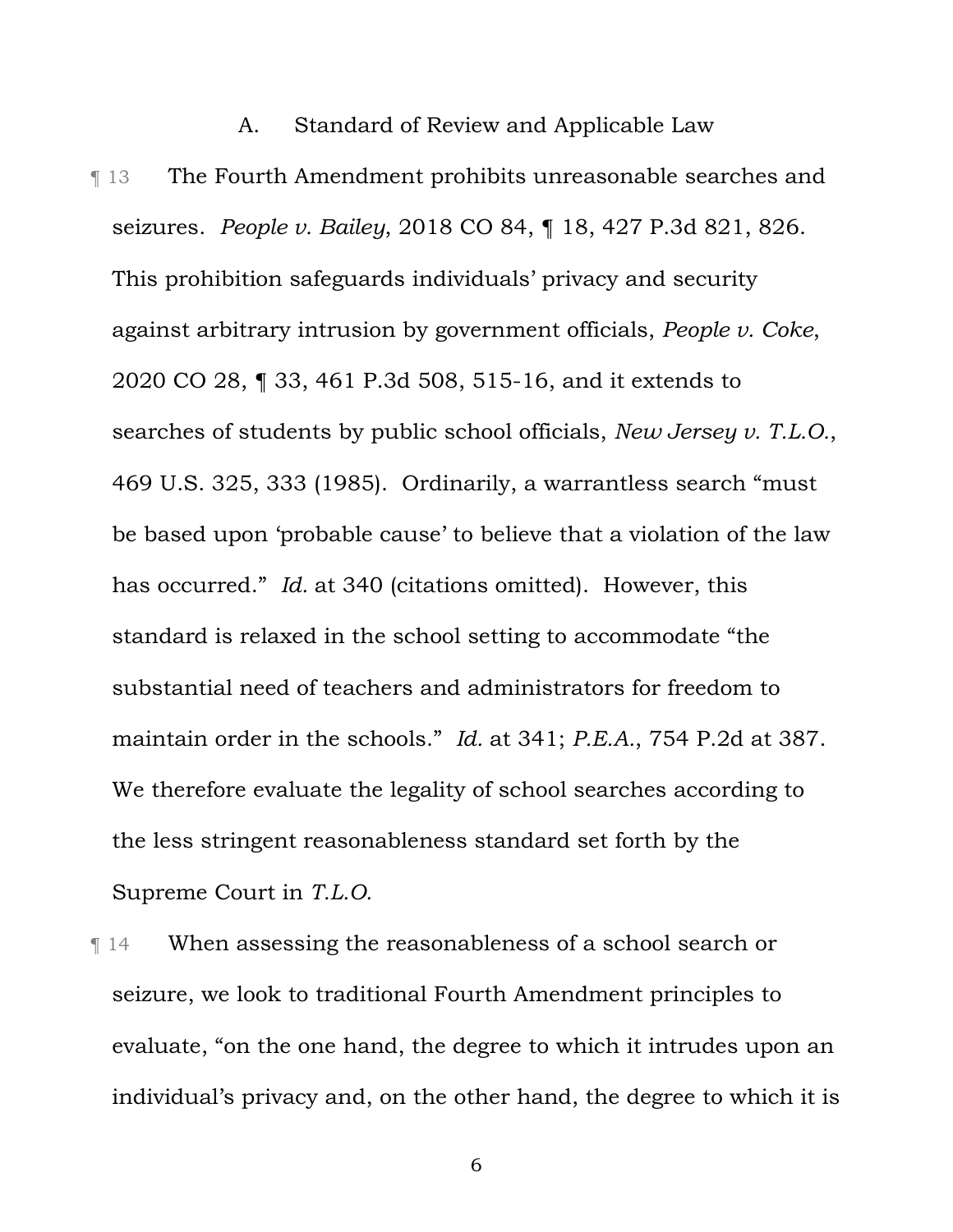### A. Standard of Review and Applicable Law

¶ 13 The Fourth Amendment prohibits unreasonable searches and seizures. *People v. Bailey*, 2018 CO 84, ¶ 18, 427 P.3d 821, 826. This prohibition safeguards individuals' privacy and security against arbitrary intrusion by government officials, *People v. Coke*, 2020 CO 28, ¶ 33, 461 P.3d 508, 515-16, and it extends to searches of students by public school officials, *New Jersey v. T.L.O.*, 469 U.S. 325, 333 (1985). Ordinarily, a warrantless search "must be based upon 'probable cause' to believe that a violation of the law has occurred." *Id.* at 340 (citations omitted). However, this standard is relaxed in the school setting to accommodate "the substantial need of teachers and administrators for freedom to maintain order in the schools." *Id.* at 341; *P.E.A.*, 754 P.2d at 387. We therefore evaluate the legality of school searches according to the less stringent reasonableness standard set forth by the Supreme Court in *T.L.O.*

¶ 14 When assessing the reasonableness of a school search or seizure, we look to traditional Fourth Amendment principles to evaluate, "on the one hand, the degree to which it intrudes upon an individual's privacy and, on the other hand, the degree to which it is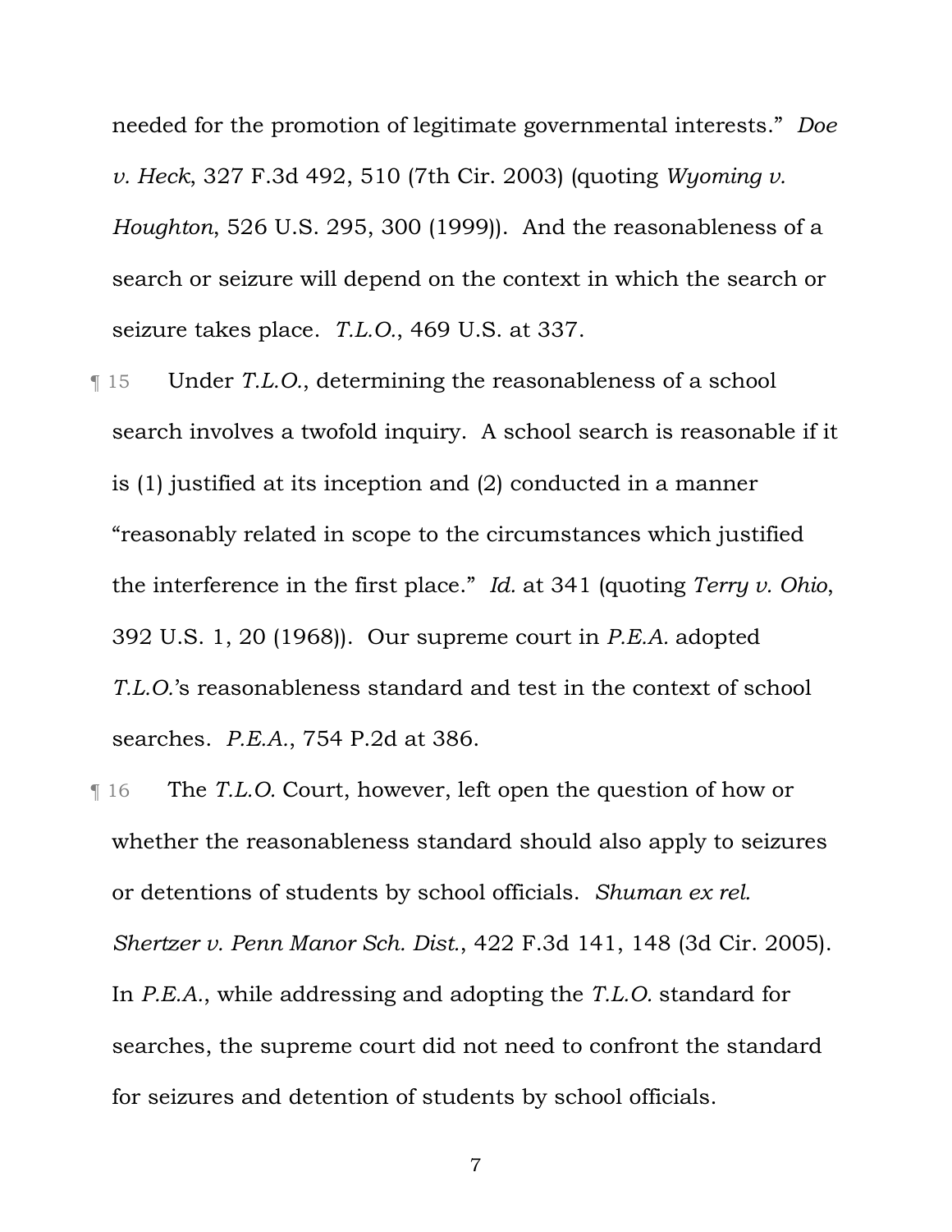needed for the promotion of legitimate governmental interests." *Doe v. Heck*, 327 F.3d 492, 510 (7th Cir. 2003) (quoting *Wyoming v. Houghton*, 526 U.S. 295, 300 (1999)). And the reasonableness of a search or seizure will depend on the context in which the search or seizure takes place. *T.L.O.*, 469 U.S. at 337.

¶ 15 Under *T.L.O.*, determining the reasonableness of a school search involves a twofold inquiry. A school search is reasonable if it is (1) justified at its inception and (2) conducted in a manner "reasonably related in scope to the circumstances which justified the interference in the first place." *Id.* at 341 (quoting *Terry v. Ohio*, 392 U.S. 1, 20 (1968)). Our supreme court in *P.E.A.* adopted *T.L.O.*'s reasonableness standard and test in the context of school searches. *P.E.A.*, 754 P.2d at 386.

¶ 16 The *T.L.O.* Court, however, left open the question of how or whether the reasonableness standard should also apply to seizures or detentions of students by school officials. *Shuman ex rel. Shertzer v. Penn Manor Sch. Dist.*, 422 F.3d 141, 148 (3d Cir. 2005). In *P.E.A.*, while addressing and adopting the *T.L.O.* standard for searches, the supreme court did not need to confront the standard for seizures and detention of students by school officials.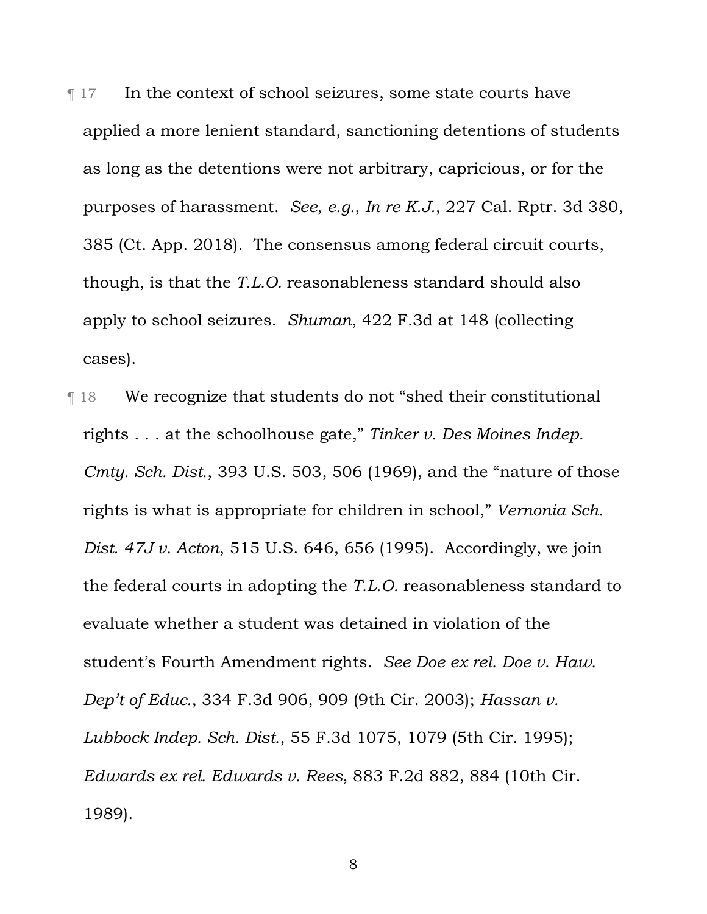¶ 17 In the context of school seizures, some state courts have applied a more lenient standard, sanctioning detentions of students as long as the detentions were not arbitrary, capricious, or for the purposes of harassment. *See, e.g.*, *In re K.J.*, 227 Cal. Rptr. 3d 380, 385 (Ct. App. 2018). The consensus among federal circuit courts, though, is that the *T.L.O.* reasonableness standard should also apply to school seizures. *Shuman*, 422 F.3d at 148 (collecting cases).

¶ 18 We recognize that students do not "shed their constitutional rights . . . at the schoolhouse gate," *Tinker v. Des Moines Indep. Cmty. Sch. Dist.*, 393 U.S. 503, 506 (1969), and the "nature of those rights is what is appropriate for children in school," *Vernonia Sch. Dist. 47J v. Acton*, 515 U.S. 646, 656 (1995). Accordingly, we join the federal courts in adopting the *T.L.O.* reasonableness standard to evaluate whether a student was detained in violation of the student's Fourth Amendment rights. *See Doe ex rel. Doe v. Haw. Dep't of Educ.*, 334 F.3d 906, 909 (9th Cir. 2003); *Hassan v. Lubbock Indep. Sch. Dist.*, 55 F.3d 1075, 1079 (5th Cir. 1995); *Edwards ex rel. Edwards v. Rees*, 883 F.2d 882, 884 (10th Cir. 1989).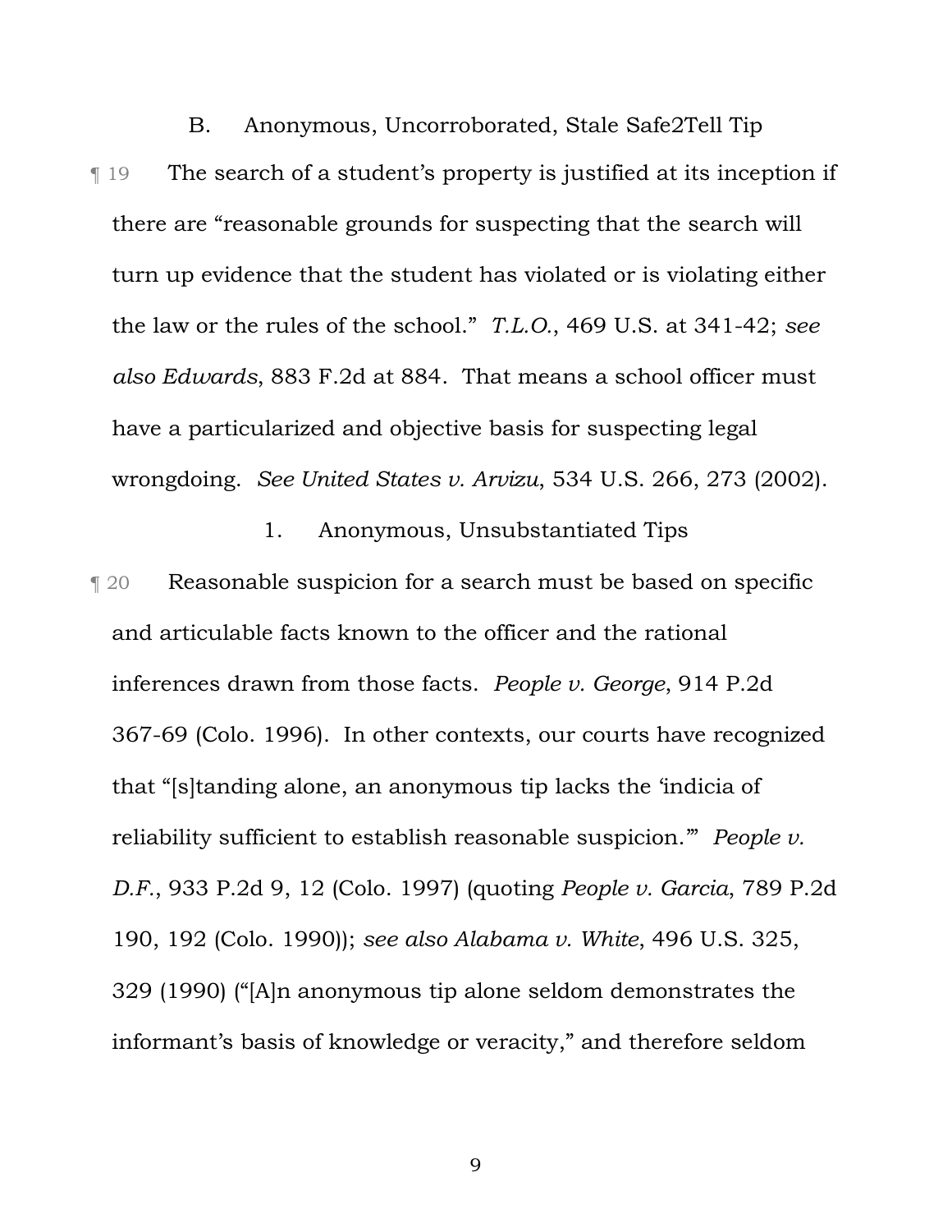### B. Anonymous, Uncorroborated, Stale Safe2Tell Tip

¶ 19 The search of a student's property is justified at its inception if there are "reasonable grounds for suspecting that the search will turn up evidence that the student has violated or is violating either the law or the rules of the school." *T.L.O.*, 469 U.S. at 341-42; *see also Edwards*, 883 F.2d at 884. That means a school officer must have a particularized and objective basis for suspecting legal wrongdoing. *See United States v. Arvizu*, 534 U.S. 266, 273 (2002).

#### 1. Anonymous, Unsubstantiated Tips

¶ 20 Reasonable suspicion for a search must be based on specific and articulable facts known to the officer and the rational inferences drawn from those facts. *People v. George*, 914 P.2d 367-69 (Colo. 1996). In other contexts, our courts have recognized that "[s]tanding alone, an anonymous tip lacks the 'indicia of reliability sufficient to establish reasonable suspicion.'" *People v. D.F.*, 933 P.2d 9, 12 (Colo. 1997) (quoting *People v. Garcia*, 789 P.2d 190, 192 (Colo. 1990)); *see also Alabama v. White*, 496 U.S. 325, 329 (1990) ("[A]n anonymous tip alone seldom demonstrates the informant's basis of knowledge or veracity," and therefore seldom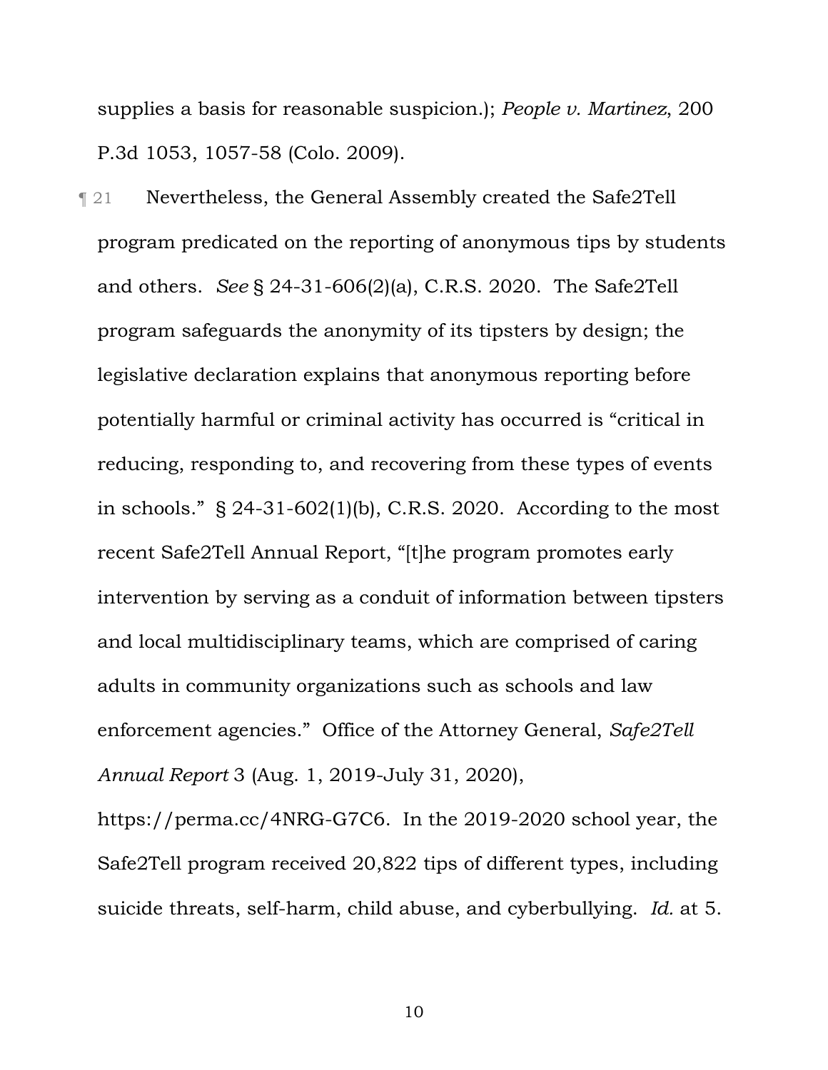supplies a basis for reasonable suspicion.); *People v. Martinez*, 200 P.3d 1053, 1057-58 (Colo. 2009).

¶ 21 Nevertheless, the General Assembly created the Safe2Tell program predicated on the reporting of anonymous tips by students and others. *See* § 24-31-606(2)(a), C.R.S. 2020. The Safe2Tell program safeguards the anonymity of its tipsters by design; the legislative declaration explains that anonymous reporting before potentially harmful or criminal activity has occurred is "critical in reducing, responding to, and recovering from these types of events in schools." § 24-31-602(1)(b), C.R.S. 2020. According to the most recent Safe2Tell Annual Report, "[t]he program promotes early intervention by serving as a conduit of information between tipsters and local multidisciplinary teams, which are comprised of caring adults in community organizations such as schools and law enforcement agencies." Office of the Attorney General, *Safe2Tell Annual Report* 3 (Aug. 1, 2019-July 31, 2020), https://perma.cc/4NRG-G7C6. In the 2019-2020 school year, the Safe2Tell program received 20,822 tips of different types, including suicide threats, self-harm, child abuse, and cyberbullying. *Id.* at 5.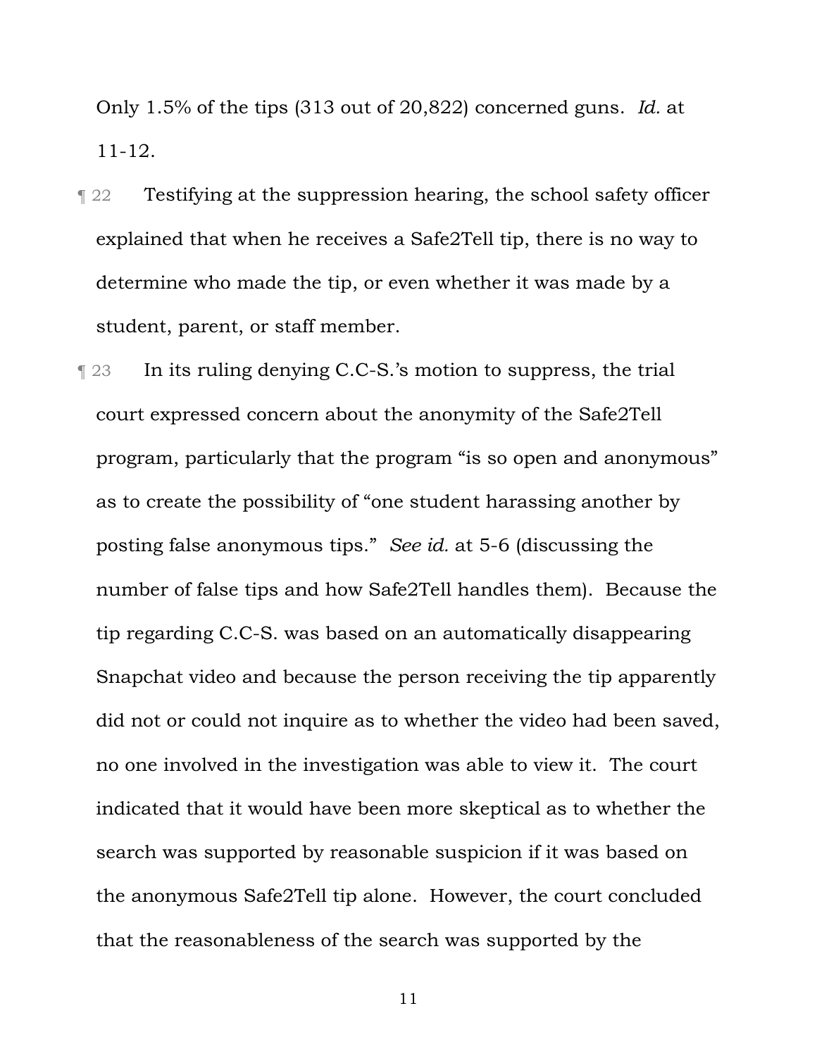Only 1.5% of the tips (313 out of 20,822) concerned guns. *Id.* at 11-12.

¶ 22 Testifying at the suppression hearing, the school safety officer explained that when he receives a Safe2Tell tip, there is no way to determine who made the tip, or even whether it was made by a student, parent, or staff member.

¶ 23 In its ruling denying C.C-S.'s motion to suppress, the trial court expressed concern about the anonymity of the Safe2Tell program, particularly that the program "is so open and anonymous" as to create the possibility of "one student harassing another by posting false anonymous tips." *See id.* at 5-6 (discussing the number of false tips and how Safe2Tell handles them). Because the tip regarding C.C-S. was based on an automatically disappearing Snapchat video and because the person receiving the tip apparently did not or could not inquire as to whether the video had been saved, no one involved in the investigation was able to view it. The court indicated that it would have been more skeptical as to whether the search was supported by reasonable suspicion if it was based on the anonymous Safe2Tell tip alone. However, the court concluded that the reasonableness of the search was supported by the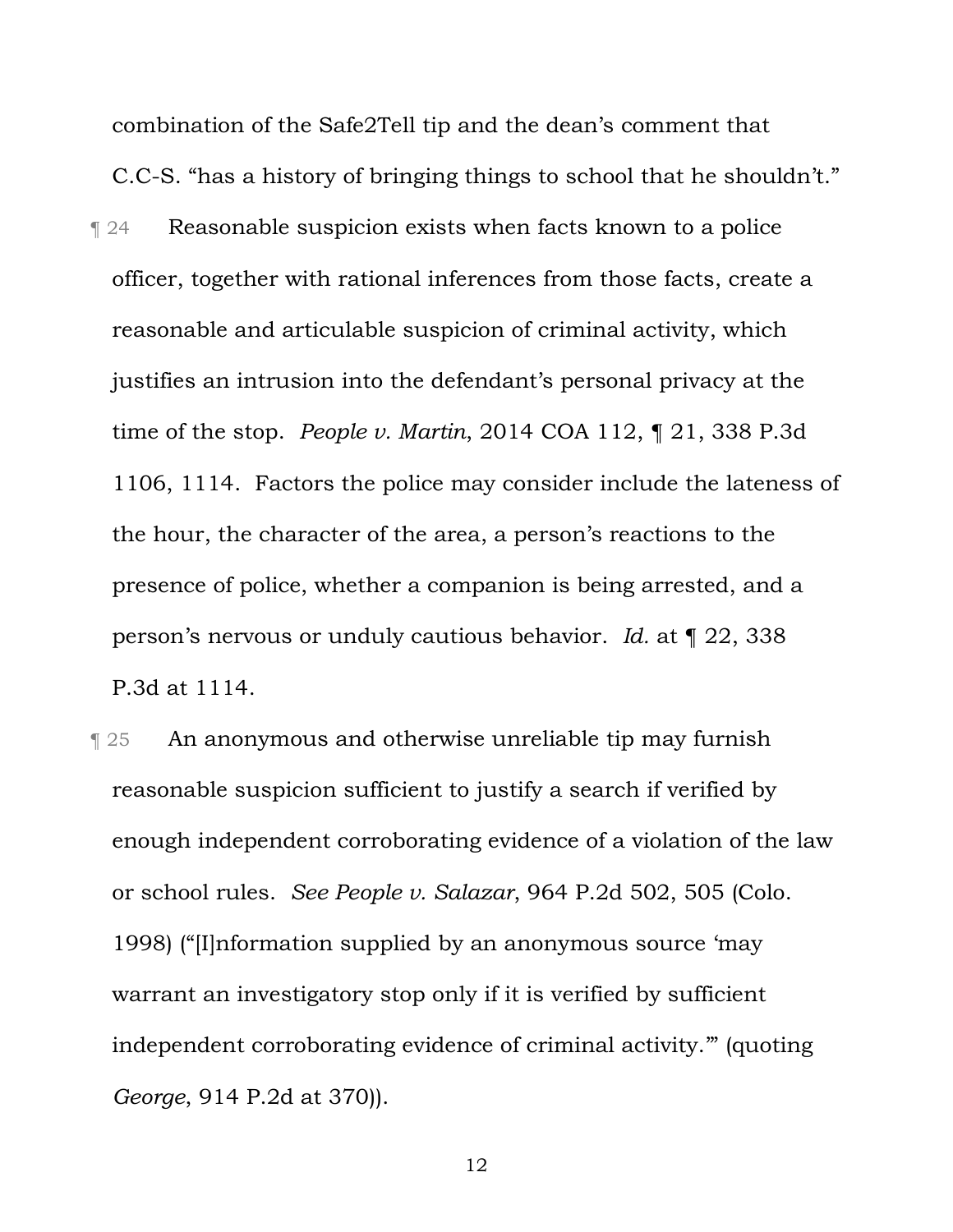combination of the Safe2Tell tip and the dean's comment that C.C-S. "has a history of bringing things to school that he shouldn't."

¶ 24 Reasonable suspicion exists when facts known to a police officer, together with rational inferences from those facts, create a reasonable and articulable suspicion of criminal activity, which justifies an intrusion into the defendant's personal privacy at the time of the stop. *People v. Martin*, 2014 COA 112, ¶ 21, 338 P.3d 1106, 1114. Factors the police may consider include the lateness of the hour, the character of the area, a person's reactions to the presence of police, whether a companion is being arrested, and a person's nervous or unduly cautious behavior. *Id.* at ¶ 22, 338 P.3d at 1114.

¶ 25 An anonymous and otherwise unreliable tip may furnish reasonable suspicion sufficient to justify a search if verified by enough independent corroborating evidence of a violation of the law or school rules. *See People v. Salazar*, 964 P.2d 502, 505 (Colo. 1998) ("[I]nformation supplied by an anonymous source 'may warrant an investigatory stop only if it is verified by sufficient independent corroborating evidence of criminal activity.'" (quoting *George*, 914 P.2d at 370)).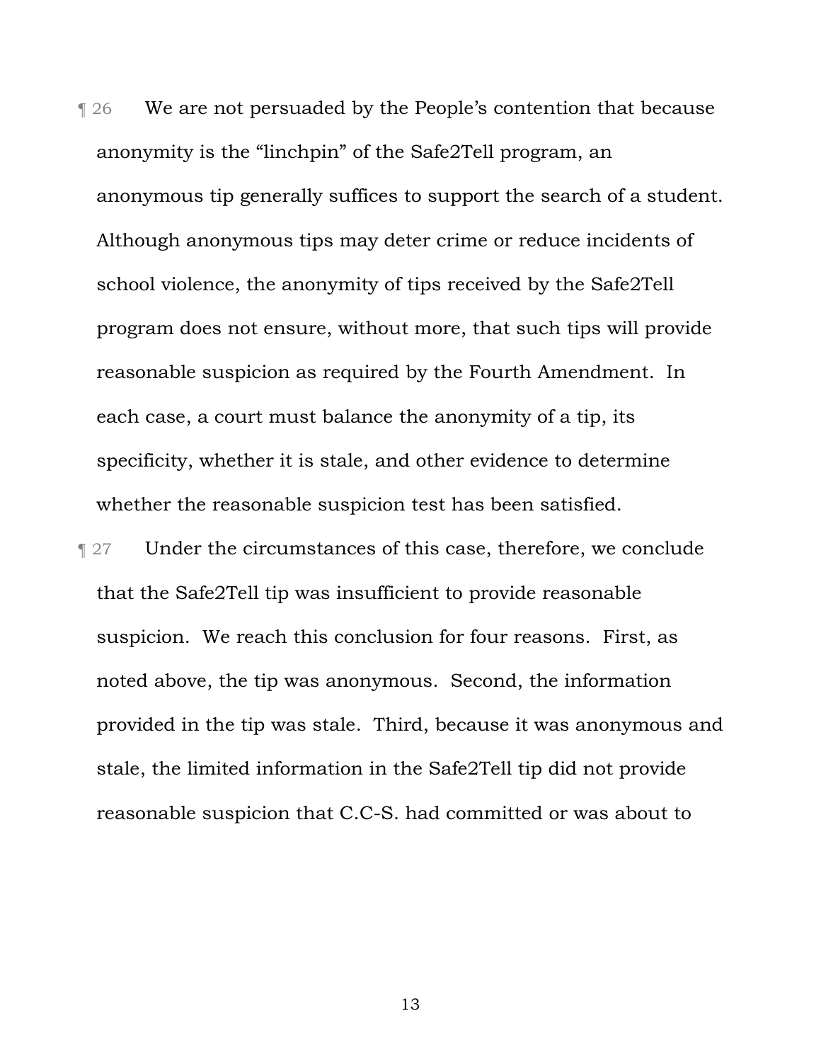¶ 26 We are not persuaded by the People's contention that because anonymity is the "linchpin" of the Safe2Tell program, an anonymous tip generally suffices to support the search of a student. Although anonymous tips may deter crime or reduce incidents of school violence, the anonymity of tips received by the Safe2Tell program does not ensure, without more, that such tips will provide reasonable suspicion as required by the Fourth Amendment. In each case, a court must balance the anonymity of a tip, its specificity, whether it is stale, and other evidence to determine whether the reasonable suspicion test has been satisfied.

¶ 27 Under the circumstances of this case, therefore, we conclude that the Safe2Tell tip was insufficient to provide reasonable suspicion. We reach this conclusion for four reasons. First, as noted above, the tip was anonymous. Second, the information provided in the tip was stale. Third, because it was anonymous and stale, the limited information in the Safe2Tell tip did not provide reasonable suspicion that C.C-S. had committed or was about to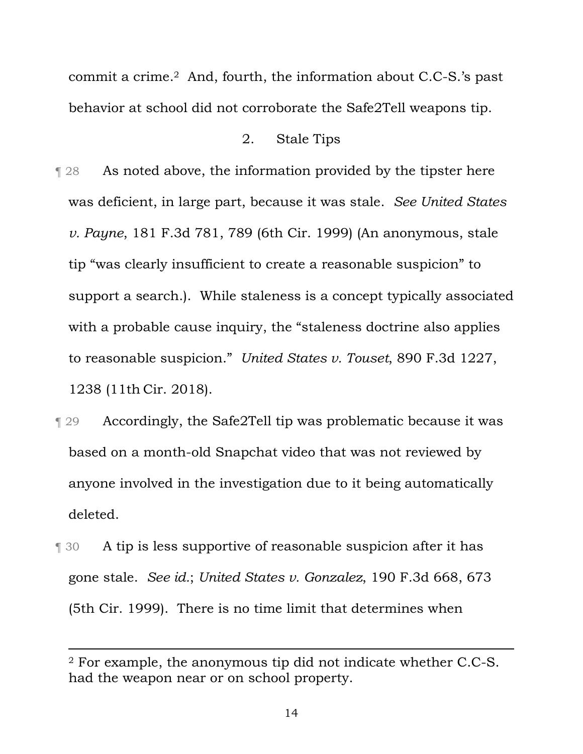commit a crime.[2] And, fourth, the information about C.C-S.'s past behavior at school did not corroborate the Safe2Tell weapons tip.

### 2. Stale Tips

¶ 28 As noted above, the information provided by the tipster here was deficient, in large part, because it was stale. *See United States v. Payne*, 181 F.3d 781, 789 (6th Cir. 1999) (An anonymous, stale tip "was clearly insufficient to create a reasonable suspicion" to support a search.). While staleness is a concept typically associated with a probable cause inquiry, the "staleness doctrine also applies to reasonable suspicion." *United States v. Touset*, 890 F.3d 1227, 1238 (11th Cir. 2018).

¶ 29 Accordingly, the Safe2Tell tip was problematic because it was based on a month-old Snapchat video that was not reviewed by anyone involved in the investigation due to it being automatically deleted.

¶ 30 A tip is less supportive of reasonable suspicion after it has gone stale. *See id.*; *United States v. Gonzalez*, 190 F.3d 668, 673 (5th Cir. 1999). There is no time limit that determines when

---

[2] For example, the anonymous tip did not indicate whether C.C-S. had the weapon near or on school property.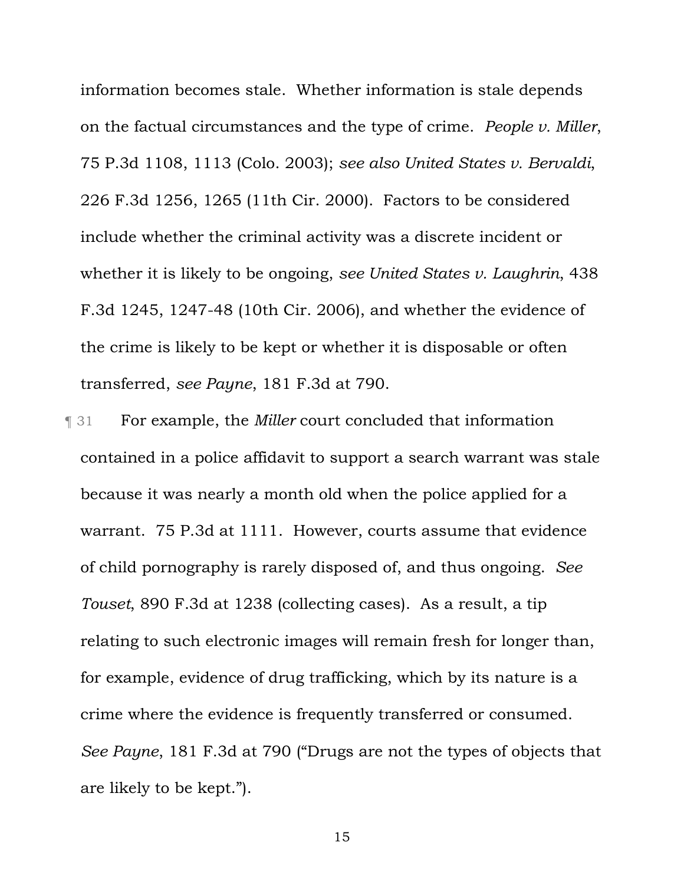information becomes stale. Whether information is stale depends on the factual circumstances and the type of crime. *People v. Miller*, 75 P.3d 1108, 1113 (Colo. 2003); *see also United States v. Bervaldi*, 226 F.3d 1256, 1265 (11th Cir. 2000). Factors to be considered include whether the criminal activity was a discrete incident or whether it is likely to be ongoing, *see United States v. Laughrin*, 438 F.3d 1245, 1247-48 (10th Cir. 2006), and whether the evidence of the crime is likely to be kept or whether it is disposable or often transferred, *see Payne*, 181 F.3d at 790.

¶ 31 For example, the *Miller* court concluded that information contained in a police affidavit to support a search warrant was stale because it was nearly a month old when the police applied for a warrant. 75 P.3d at 1111. However, courts assume that evidence of child pornography is rarely disposed of, and thus ongoing. *See Touset*, 890 F.3d at 1238 (collecting cases). As a result, a tip relating to such electronic images will remain fresh for longer than, for example, evidence of drug trafficking, which by its nature is a crime where the evidence is frequently transferred or consumed. *See Payne*, 181 F.3d at 790 ("Drugs are not the types of objects that are likely to be kept.").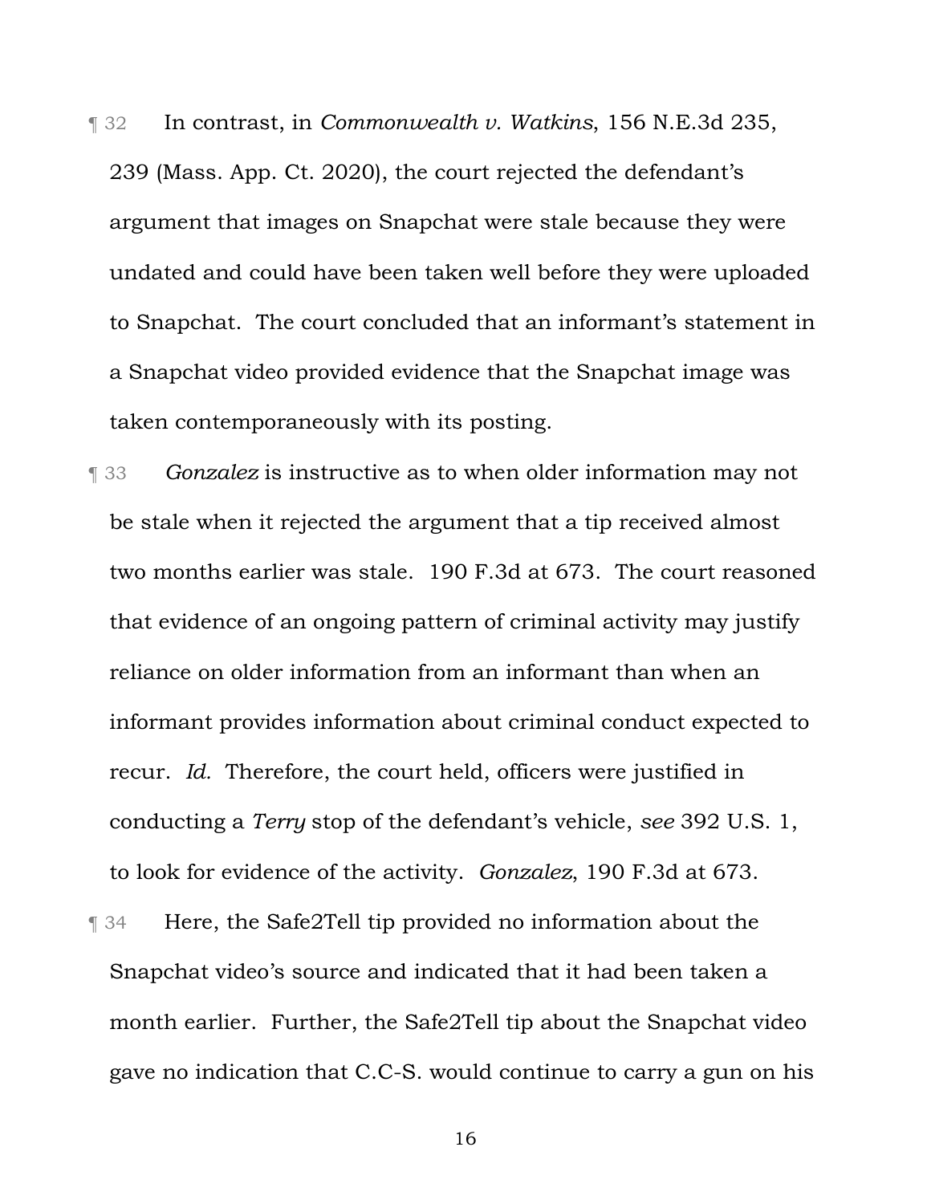¶ 32 In contrast, in *Commonwealth v. Watkins*, 156 N.E.3d 235, 239 (Mass. App. Ct. 2020), the court rejected the defendant's argument that images on Snapchat were stale because they were undated and could have been taken well before they were uploaded to Snapchat. The court concluded that an informant's statement in a Snapchat video provided evidence that the Snapchat image was taken contemporaneously with its posting.

¶ 33 *Gonzalez* is instructive as to when older information may not be stale when it rejected the argument that a tip received almost two months earlier was stale. 190 F.3d at 673. The court reasoned that evidence of an ongoing pattern of criminal activity may justify reliance on older information from an informant than when an informant provides information about criminal conduct expected to recur. *Id.* Therefore, the court held, officers were justified in conducting a *Terry* stop of the defendant's vehicle, *see* 392 U.S. 1, to look for evidence of the activity. *Gonzalez*, 190 F.3d at 673.

¶ 34 Here, the Safe2Tell tip provided no information about the Snapchat video's source and indicated that it had been taken a month earlier. Further, the Safe2Tell tip about the Snapchat video gave no indication that C.C-S. would continue to carry a gun on his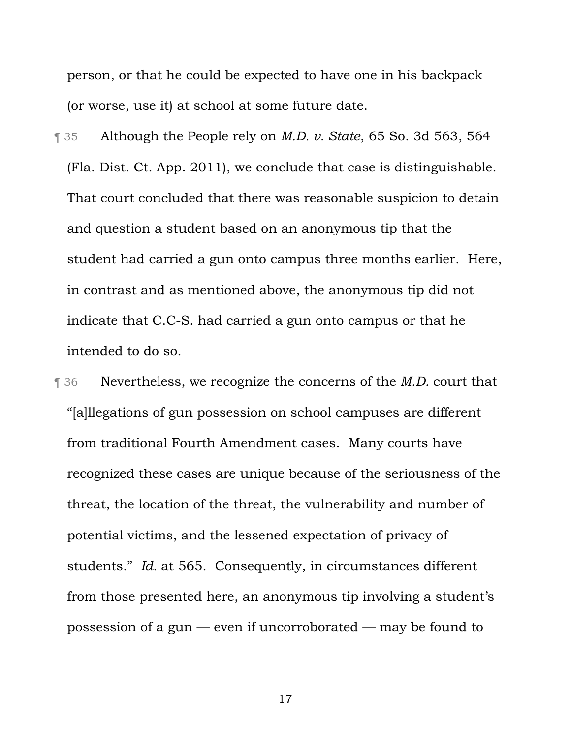person, or that he could be expected to have one in his backpack (or worse, use it) at school at some future date.

¶ 35 Although the People rely on *M.D. v. State*, 65 So. 3d 563, 564 (Fla. Dist. Ct. App. 2011), we conclude that case is distinguishable. That court concluded that there was reasonable suspicion to detain and question a student based on an anonymous tip that the student had carried a gun onto campus three months earlier. Here, in contrast and as mentioned above, the anonymous tip did not indicate that C.C-S. had carried a gun onto campus or that he intended to do so.

¶ 36 Nevertheless, we recognize the concerns of the *M.D.* court that "[a]llegations of gun possession on school campuses are different from traditional Fourth Amendment cases. Many courts have recognized these cases are unique because of the seriousness of the threat, the location of the threat, the vulnerability and number of potential victims, and the lessened expectation of privacy of students." *Id.* at 565. Consequently, in circumstances different from those presented here, an anonymous tip involving a student's possession of a gun — even if uncorroborated — may be found to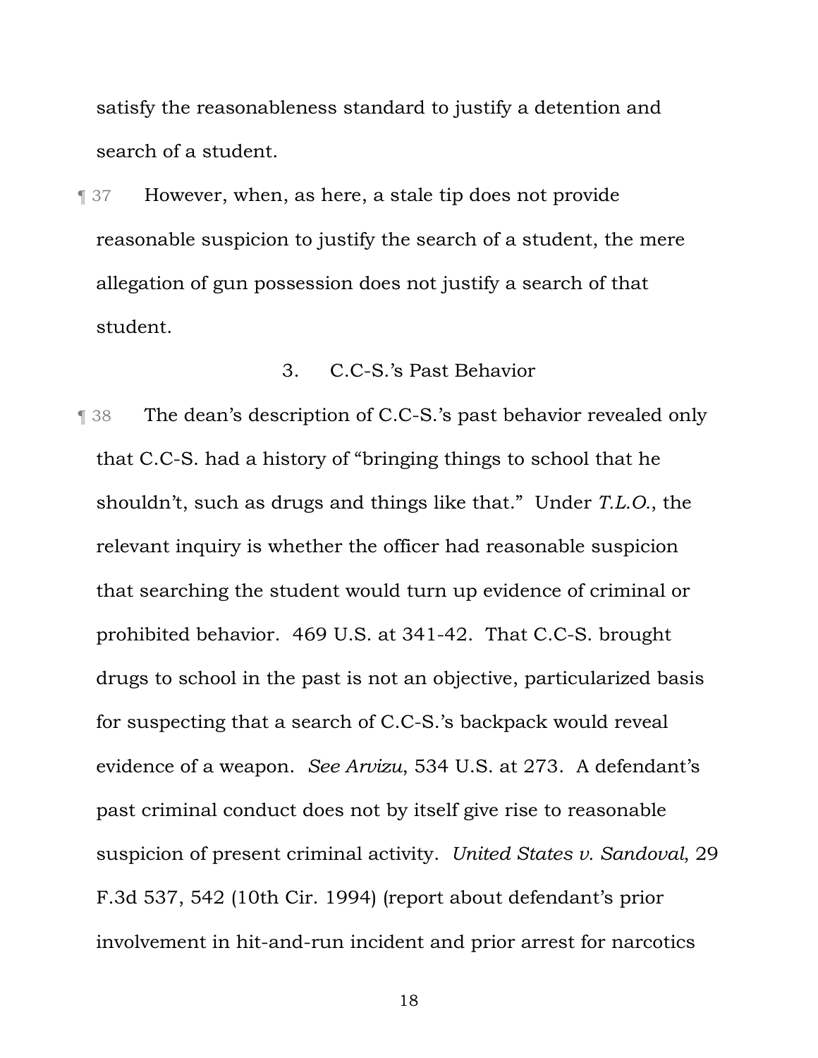satisfy the reasonableness standard to justify a detention and search of a student.

¶ 37 However, when, as here, a stale tip does not provide reasonable suspicion to justify the search of a student, the mere allegation of gun possession does not justify a search of that student.

### 3. C.C-S.'s Past Behavior

¶ 38 The dean's description of C.C-S.'s past behavior revealed only that C.C-S. had a history of "bringing things to school that he shouldn't, such as drugs and things like that." Under *T.L.O.*, the relevant inquiry is whether the officer had reasonable suspicion that searching the student would turn up evidence of criminal or prohibited behavior. 469 U.S. at 341-42. That C.C-S. brought drugs to school in the past is not an objective, particularized basis for suspecting that a search of C.C-S.'s backpack would reveal evidence of a weapon. *See Arvizu*, 534 U.S. at 273. A defendant's past criminal conduct does not by itself give rise to reasonable suspicion of present criminal activity. *United States v. Sandoval*, 29 F.3d 537, 542 (10th Cir. 1994) (report about defendant's prior involvement in hit-and-run incident and prior arrest for narcotics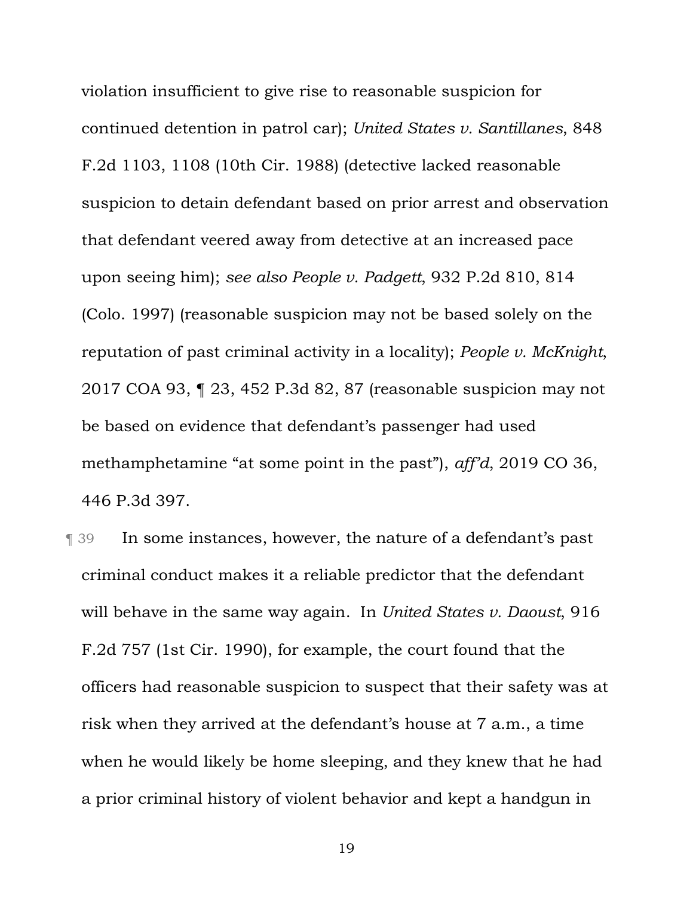violation insufficient to give rise to reasonable suspicion for continued detention in patrol car); *United States v. Santillanes*, 848 F.2d 1103, 1108 (10th Cir. 1988) (detective lacked reasonable suspicion to detain defendant based on prior arrest and observation that defendant veered away from detective at an increased pace upon seeing him); *see also People v. Padgett*, 932 P.2d 810, 814 (Colo. 1997) (reasonable suspicion may not be based solely on the reputation of past criminal activity in a locality); *People v. McKnight*, 2017 COA 93, ¶ 23, 452 P.3d 82, 87 (reasonable suspicion may not be based on evidence that defendant's passenger had used methamphetamine "at some point in the past"), *aff'd*, 2019 CO 36, 446 P.3d 397.

¶ 39 In some instances, however, the nature of a defendant's past criminal conduct makes it a reliable predictor that the defendant will behave in the same way again. In *United States v. Daoust*, 916 F.2d 757 (1st Cir. 1990), for example, the court found that the officers had reasonable suspicion to suspect that their safety was at risk when they arrived at the defendant's house at 7 a.m., a time when he would likely be home sleeping, and they knew that he had a prior criminal history of violent behavior and kept a handgun in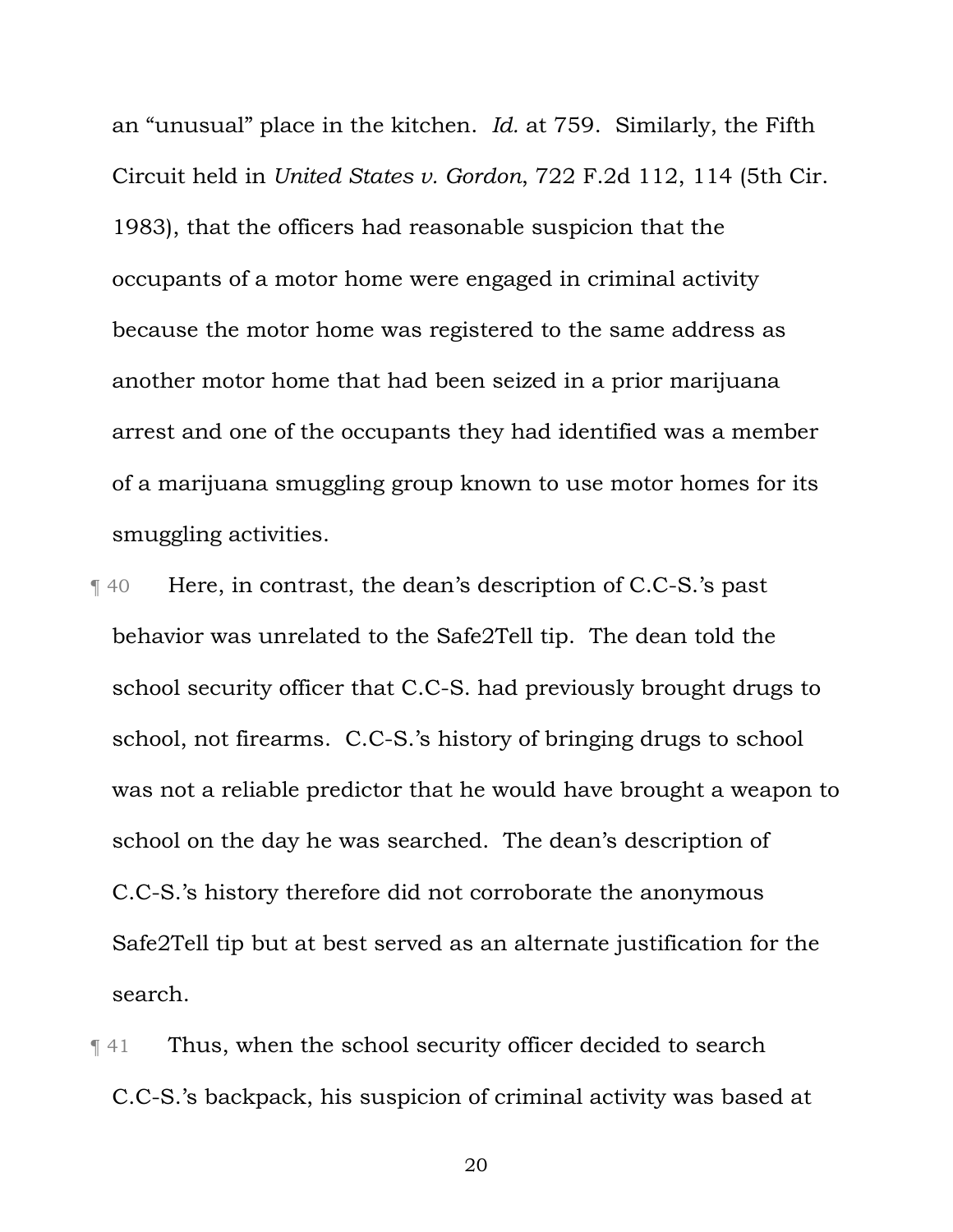an "unusual" place in the kitchen. *Id.* at 759. Similarly, the Fifth Circuit held in *United States v. Gordon*, 722 F.2d 112, 114 (5th Cir. 1983), that the officers had reasonable suspicion that the occupants of a motor home were engaged in criminal activity because the motor home was registered to the same address as another motor home that had been seized in a prior marijuana arrest and one of the occupants they had identified was a member of a marijuana smuggling group known to use motor homes for its smuggling activities.

¶ 40 Here, in contrast, the dean's description of C.C-S.'s past behavior was unrelated to the Safe2Tell tip. The dean told the school security officer that C.C-S. had previously brought drugs to school, not firearms. C.C-S.'s history of bringing drugs to school was not a reliable predictor that he would have brought a weapon to school on the day he was searched. The dean's description of C.C-S.'s history therefore did not corroborate the anonymous Safe2Tell tip but at best served as an alternate justification for the search.

¶ 41 Thus, when the school security officer decided to search C.C-S.'s backpack, his suspicion of criminal activity was based at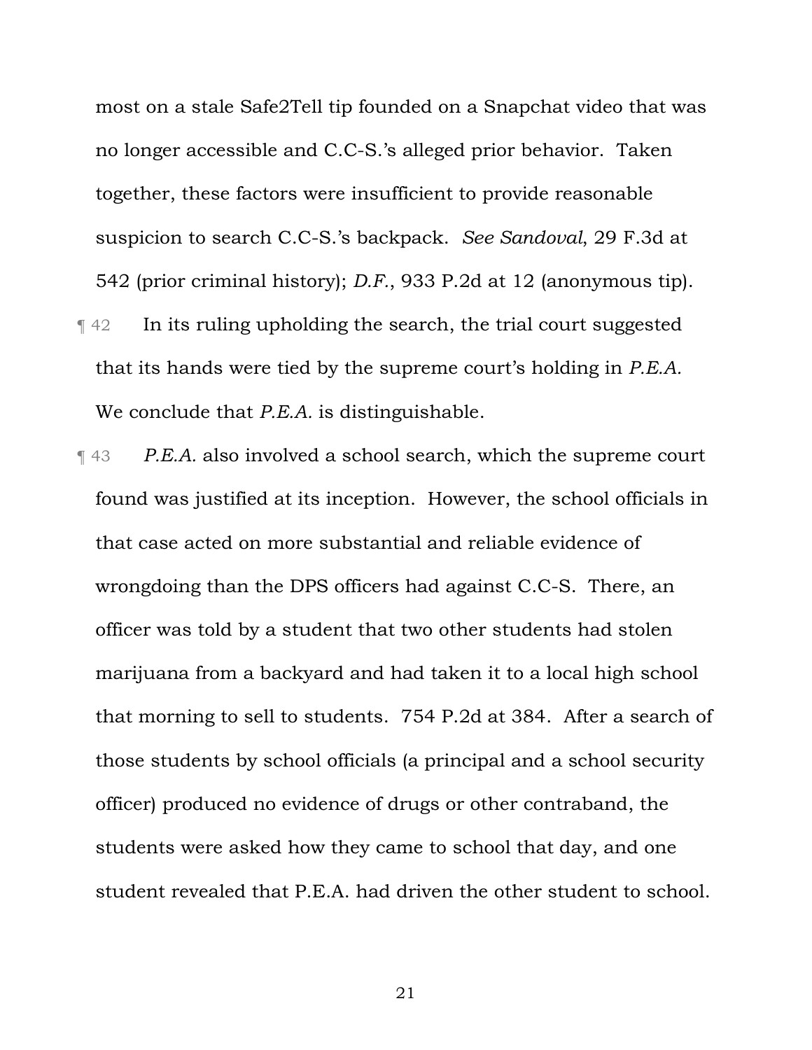most on a stale Safe2Tell tip founded on a Snapchat video that was no longer accessible and C.C-S.'s alleged prior behavior. Taken together, these factors were insufficient to provide reasonable suspicion to search C.C-S.'s backpack. *See Sandoval*, 29 F.3d at 542 (prior criminal history); *D.F.*, 933 P.2d at 12 (anonymous tip).

¶ 42 In its ruling upholding the search, the trial court suggested that its hands were tied by the supreme court's holding in *P.E.A.* We conclude that *P.E.A.* is distinguishable.

¶ 43 *P.E.A.* also involved a school search, which the supreme court found was justified at its inception. However, the school officials in that case acted on more substantial and reliable evidence of wrongdoing than the DPS officers had against C.C-S. There, an officer was told by a student that two other students had stolen marijuana from a backyard and had taken it to a local high school that morning to sell to students. 754 P.2d at 384. After a search of those students by school officials (a principal and a school security officer) produced no evidence of drugs or other contraband, the students were asked how they came to school that day, and one student revealed that P.E.A. had driven the other student to school.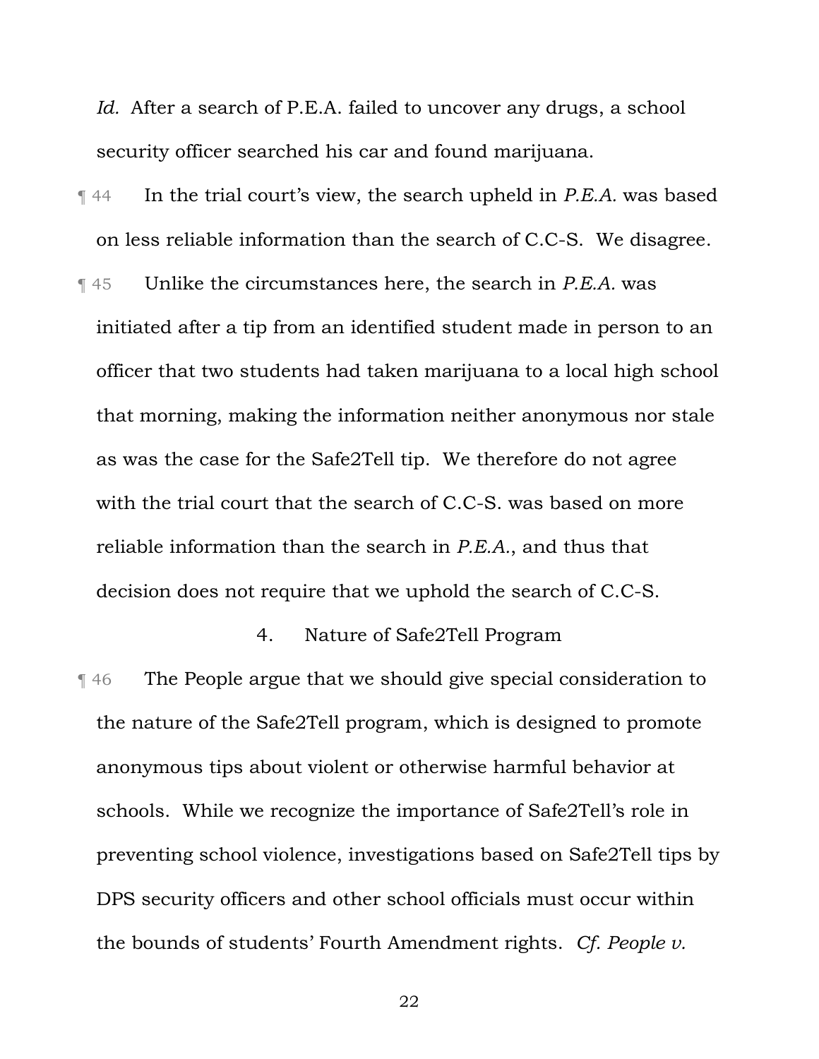*Id.* After a search of P.E.A. failed to uncover any drugs, a school security officer searched his car and found marijuana.

¶ 44 In the trial court's view, the search upheld in *P.E.A.* was based on less reliable information than the search of C.C-S. We disagree.

¶ 45 Unlike the circumstances here, the search in *P.E.A.* was initiated after a tip from an identified student made in person to an officer that two students had taken marijuana to a local high school that morning, making the information neither anonymous nor stale as was the case for the Safe2Tell tip. We therefore do not agree with the trial court that the search of C.C-S. was based on more reliable information than the search in *P.E.A.*, and thus that decision does not require that we uphold the search of C.C-S.

### 4. Nature of Safe2Tell Program

¶ 46 The People argue that we should give special consideration to the nature of the Safe2Tell program, which is designed to promote anonymous tips about violent or otherwise harmful behavior at schools. While we recognize the importance of Safe2Tell's role in preventing school violence, investigations based on Safe2Tell tips by DPS security officers and other school officials must occur within the bounds of students' Fourth Amendment rights. *Cf. People v.*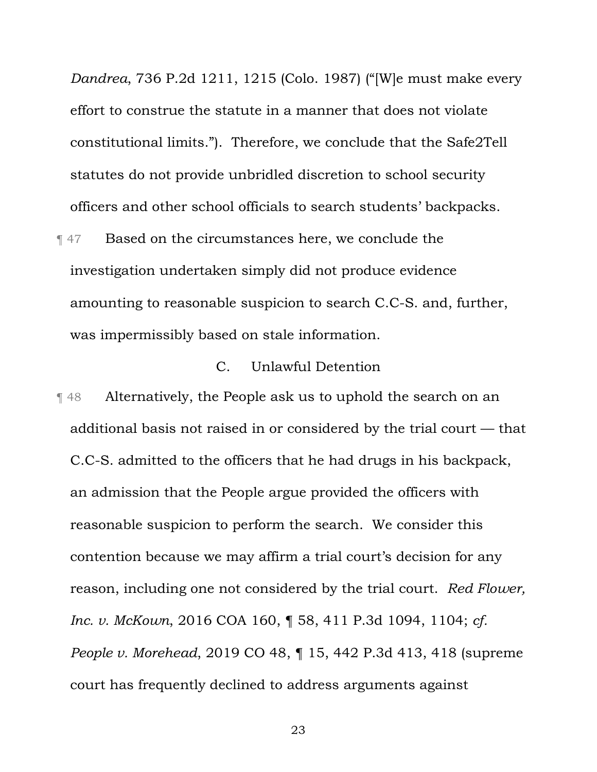*Dandrea*, 736 P.2d 1211, 1215 (Colo. 1987) ("[W]e must make every effort to construe the statute in a manner that does not violate constitutional limits."). Therefore, we conclude that the Safe2Tell statutes do not provide unbridled discretion to school security officers and other school officials to search students' backpacks.

¶ 47 Based on the circumstances here, we conclude the investigation undertaken simply did not produce evidence amounting to reasonable suspicion to search C.C-S. and, further, was impermissibly based on stale information.

### C. Unlawful Detention

¶ 48 Alternatively, the People ask us to uphold the search on an additional basis not raised in or considered by the trial court — that C.C-S. admitted to the officers that he had drugs in his backpack, an admission that the People argue provided the officers with reasonable suspicion to perform the search. We consider this contention because we may affirm a trial court's decision for any reason, including one not considered by the trial court. *Red Flower, Inc. v. McKown*, 2016 COA 160, ¶ 58, 411 P.3d 1094, 1104; *cf. People v. Morehead*, 2019 CO 48, ¶ 15, 442 P.3d 413, 418 (supreme court has frequently declined to address arguments against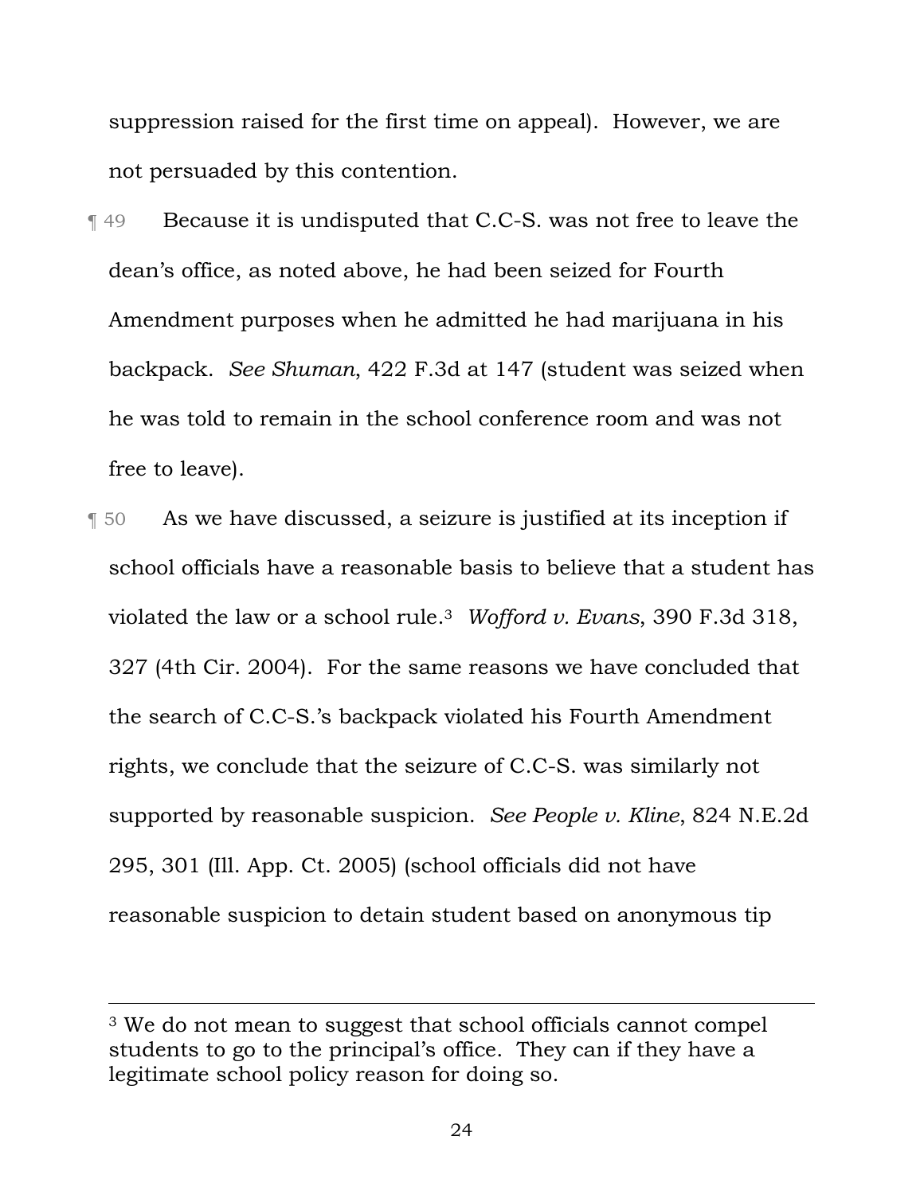suppression raised for the first time on appeal). However, we are not persuaded by this contention.

¶ 49 Because it is undisputed that C.C-S. was not free to leave the dean's office, as noted above, he had been seized for Fourth Amendment purposes when he admitted he had marijuana in his backpack. *See Shuman*, 422 F.3d at 147 (student was seized when he was told to remain in the school conference room and was not free to leave).

¶ 50 As we have discussed, a seizure is justified at its inception if school officials have a reasonable basis to believe that a student has violated the law or a school rule.[3] *Wofford v. Evans*, 390 F.3d 318, 327 (4th Cir. 2004). For the same reasons we have concluded that the search of C.C-S.'s backpack violated his Fourth Amendment rights, we conclude that the seizure of C.C-S. was similarly not supported by reasonable suspicion. *See People v. Kline*, 824 N.E.2d 295, 301 (Ill. App. Ct. 2005) (school officials did not have reasonable suspicion to detain student based on anonymous tip

---

[3] We do not mean to suggest that school officials cannot compel students to go to the principal's office. They can if they have a legitimate school policy reason for doing so.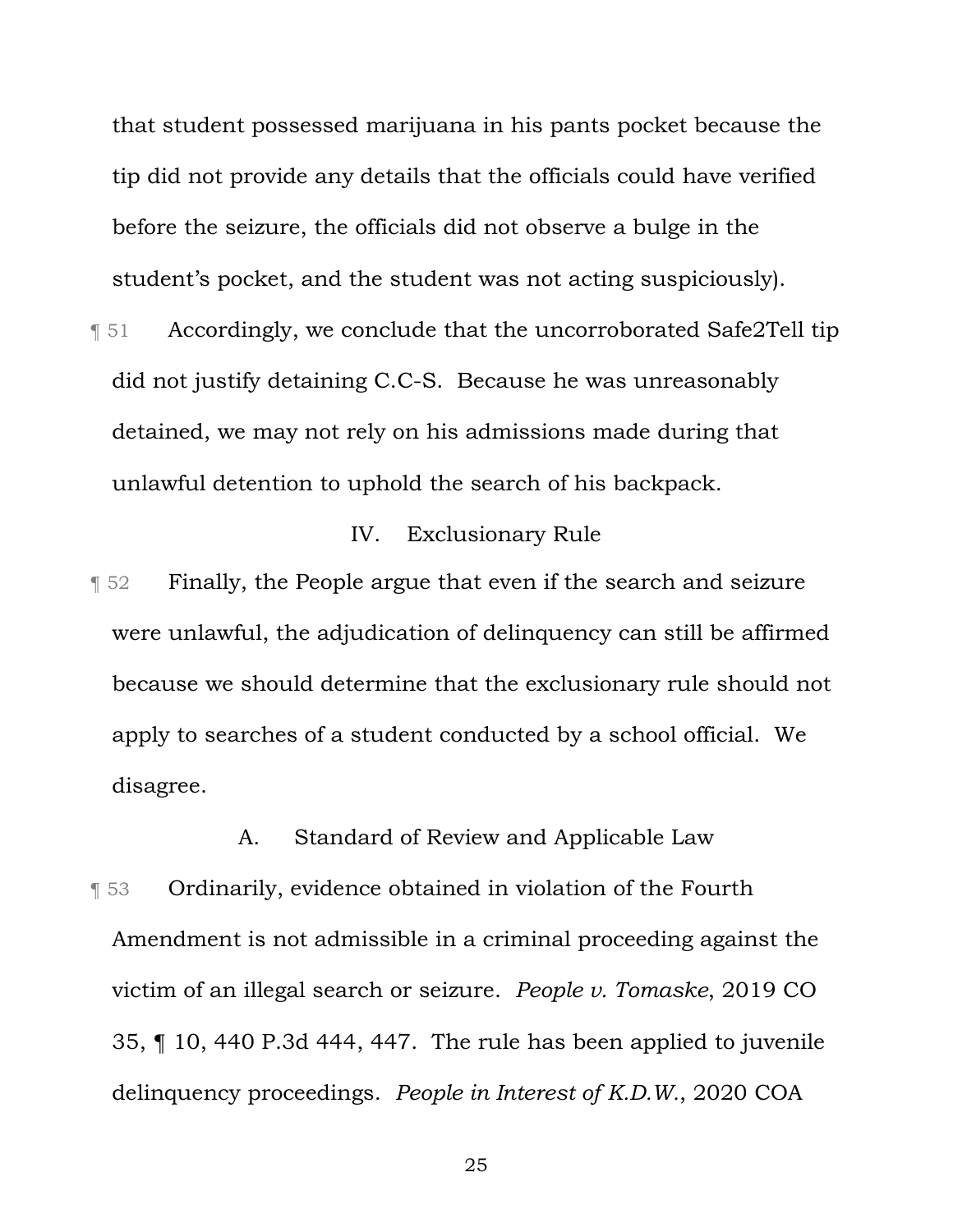that student possessed marijuana in his pants pocket because the tip did not provide any details that the officials could have verified before the seizure, the officials did not observe a bulge in the student's pocket, and the student was not acting suspiciously).

¶ 51 Accordingly, we conclude that the uncorroborated Safe2Tell tip did not justify detaining C.C-S. Because he was unreasonably detained, we may not rely on his admissions made during that unlawful detention to uphold the search of his backpack.

## IV. Exclusionary Rule

¶ 52 Finally, the People argue that even if the search and seizure were unlawful, the adjudication of delinquency can still be affirmed because we should determine that the exclusionary rule should not apply to searches of a student conducted by a school official. We disagree.

### A. Standard of Review and Applicable Law

¶ 53 Ordinarily, evidence obtained in violation of the Fourth Amendment is not admissible in a criminal proceeding against the victim of an illegal search or seizure. *People v. Tomaske*, 2019 CO 35, ¶ 10, 440 P.3d 444, 447. The rule has been applied to juvenile delinquency proceedings. *People in Interest of K.D.W.*, 2020 COA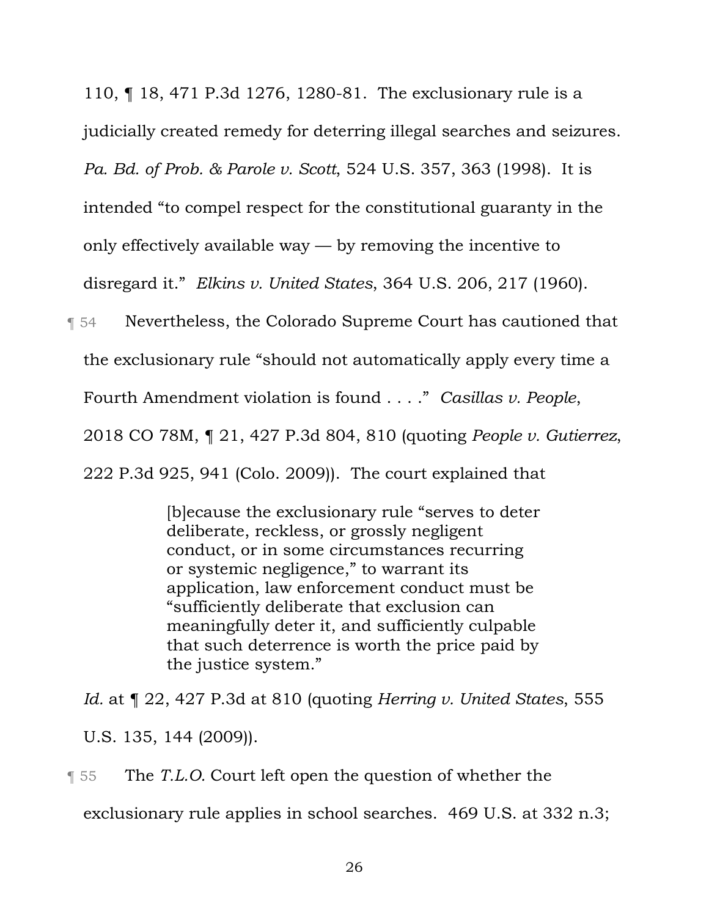110, ¶ 18, 471 P.3d 1276, 1280-81. The exclusionary rule is a judicially created remedy for deterring illegal searches and seizures. *Pa. Bd. of Prob. & Parole v. Scott*, 524 U.S. 357, 363 (1998). It is intended "to compel respect for the constitutional guaranty in the only effectively available way — by removing the incentive to disregard it." *Elkins v. United States*, 364 U.S. 206, 217 (1960).

¶ 54 Nevertheless, the Colorado Supreme Court has cautioned that the exclusionary rule "should not automatically apply every time a Fourth Amendment violation is found . . . ." *Casillas v. People*, 2018 CO 78M, ¶ 21, 427 P.3d 804, 810 (quoting *People v. Gutierrez*, 222 P.3d 925, 941 (Colo. 2009)). The court explained that

> [b]ecause the exclusionary rule "serves to deter deliberate, reckless, or grossly negligent conduct, or in some circumstances recurring or systemic negligence," to warrant its application, law enforcement conduct must be "sufficiently deliberate that exclusion can meaningfully deter it, and sufficiently culpable that such deterrence is worth the price paid by the justice system."

*Id.* at ¶ 22, 427 P.3d at 810 (quoting *Herring v. United States*, 555 U.S. 135, 144 (2009)).

¶ 55 The *T.L.O.* Court left open the question of whether the exclusionary rule applies in school searches. 469 U.S. at 332 n.3;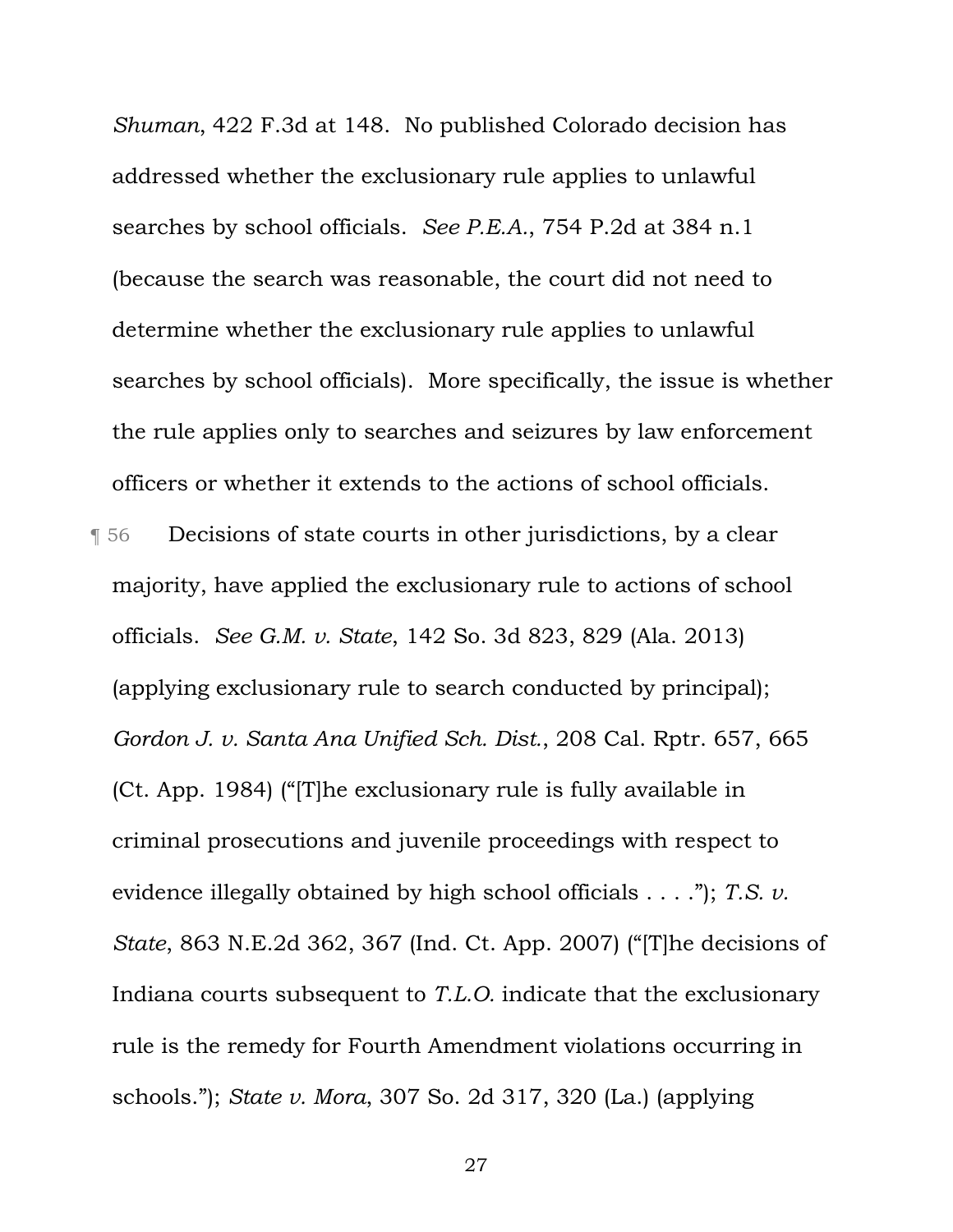*Shuman*, 422 F.3d at 148. No published Colorado decision has addressed whether the exclusionary rule applies to unlawful searches by school officials. *See P.E.A.*, 754 P.2d at 384 n.1 (because the search was reasonable, the court did not need to determine whether the exclusionary rule applies to unlawful searches by school officials). More specifically, the issue is whether the rule applies only to searches and seizures by law enforcement officers or whether it extends to the actions of school officials.

¶ 56 Decisions of state courts in other jurisdictions, by a clear majority, have applied the exclusionary rule to actions of school officials. *See G.M. v. State*, 142 So. 3d 823, 829 (Ala. 2013) (applying exclusionary rule to search conducted by principal); *Gordon J. v. Santa Ana Unified Sch. Dist.*, 208 Cal. Rptr. 657, 665 (Ct. App. 1984) ("[T]he exclusionary rule is fully available in criminal prosecutions and juvenile proceedings with respect to evidence illegally obtained by high school officials . . . ."); *T.S. v. State*, 863 N.E.2d 362, 367 (Ind. Ct. App. 2007) ("[T]he decisions of Indiana courts subsequent to *T.L.O.* indicate that the exclusionary rule is the remedy for Fourth Amendment violations occurring in schools."); *State v. Mora*, 307 So. 2d 317, 320 (La.) (applying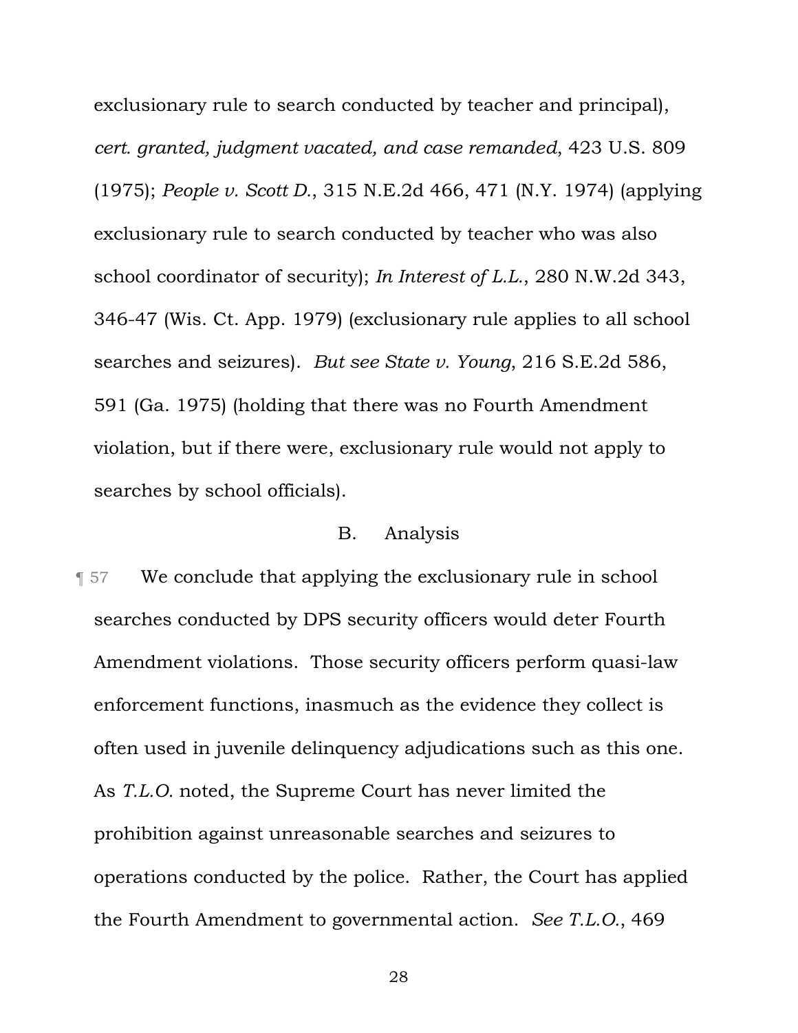exclusionary rule to search conducted by teacher and principal), *cert. granted, judgment vacated, and case remanded*, 423 U.S. 809 (1975); *People v. Scott D.*, 315 N.E.2d 466, 471 (N.Y. 1974) (applying exclusionary rule to search conducted by teacher who was also school coordinator of security); *In Interest of L.L.*, 280 N.W.2d 343, 346-47 (Wis. Ct. App. 1979) (exclusionary rule applies to all school searches and seizures). *But see State v. Young*, 216 S.E.2d 586, 591 (Ga. 1975) (holding that there was no Fourth Amendment violation, but if there were, exclusionary rule would not apply to searches by school officials).

### B. Analysis

¶ 57 We conclude that applying the exclusionary rule in school searches conducted by DPS security officers would deter Fourth Amendment violations. Those security officers perform quasi-law enforcement functions, inasmuch as the evidence they collect is often used in juvenile delinquency adjudications such as this one. As *T.L.O.* noted, the Supreme Court has never limited the prohibition against unreasonable searches and seizures to operations conducted by the police. Rather, the Court has applied the Fourth Amendment to governmental action. *See T.L.O.*, 469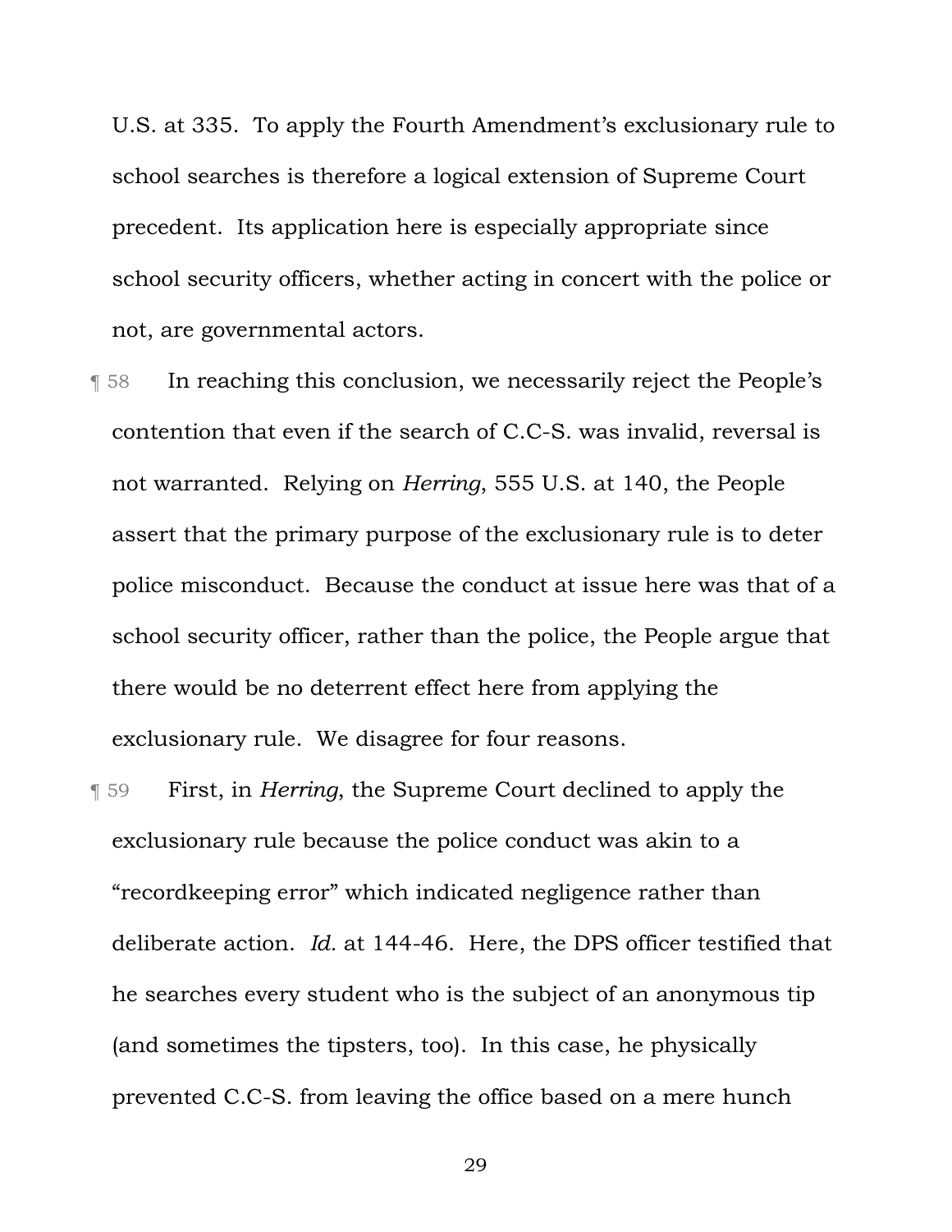U.S. at 335. To apply the Fourth Amendment's exclusionary rule to school searches is therefore a logical extension of Supreme Court precedent. Its application here is especially appropriate since school security officers, whether acting in concert with the police or not, are governmental actors.

¶ 58 In reaching this conclusion, we necessarily reject the People's contention that even if the search of C.C-S. was invalid, reversal is not warranted. Relying on *Herring*, 555 U.S. at 140, the People assert that the primary purpose of the exclusionary rule is to deter police misconduct. Because the conduct at issue here was that of a school security officer, rather than the police, the People argue that there would be no deterrent effect here from applying the exclusionary rule. We disagree for four reasons.

¶ 59 First, in *Herring*, the Supreme Court declined to apply the exclusionary rule because the police conduct was akin to a "recordkeeping error" which indicated negligence rather than deliberate action. *Id.* at 144-46. Here, the DPS officer testified that he searches every student who is the subject of an anonymous tip (and sometimes the tipsters, too). In this case, he physically prevented C.C-S. from leaving the office based on a mere hunch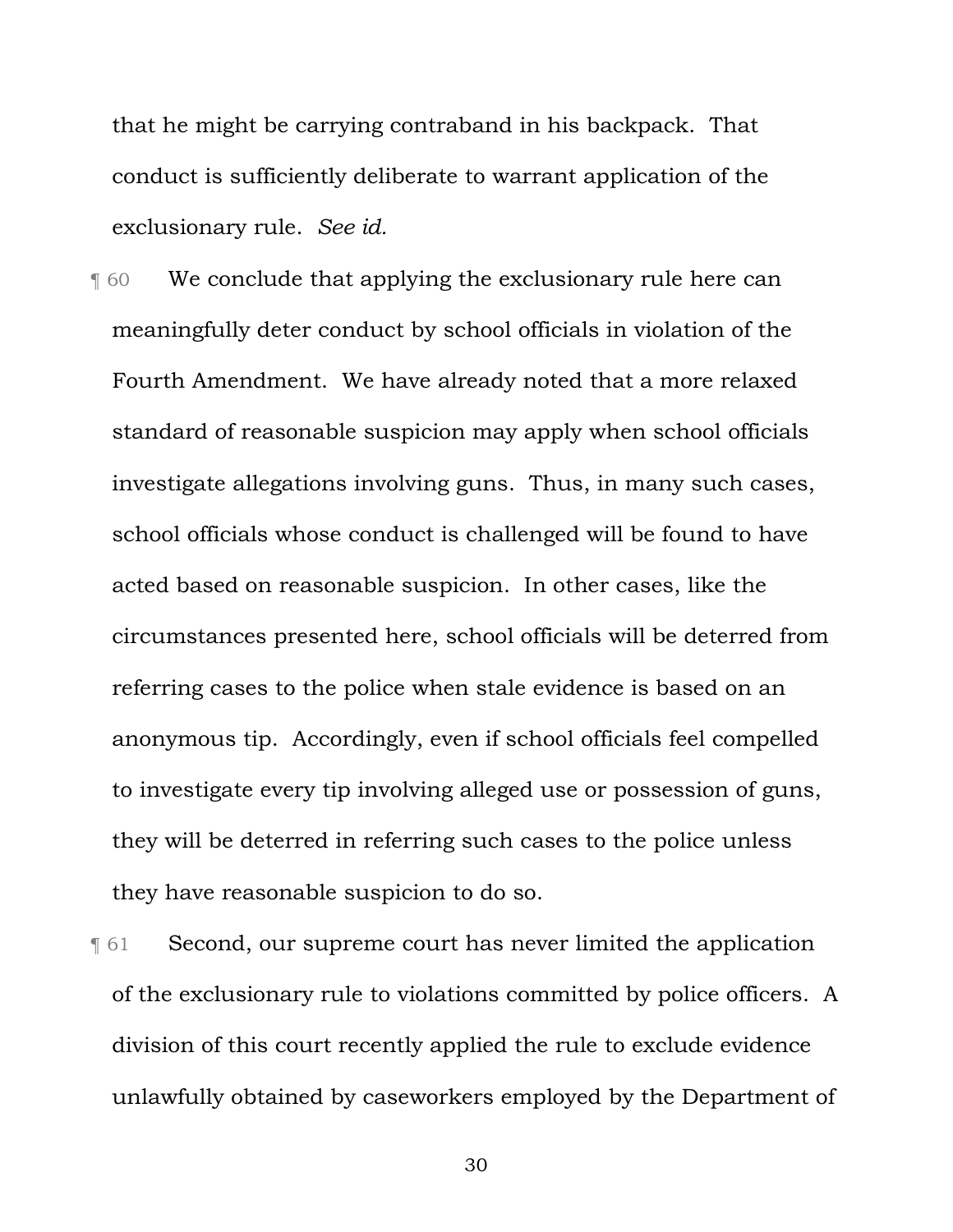that he might be carrying contraband in his backpack. That conduct is sufficiently deliberate to warrant application of the exclusionary rule. *See id.*

¶ 60 We conclude that applying the exclusionary rule here can meaningfully deter conduct by school officials in violation of the Fourth Amendment. We have already noted that a more relaxed standard of reasonable suspicion may apply when school officials investigate allegations involving guns. Thus, in many such cases, school officials whose conduct is challenged will be found to have acted based on reasonable suspicion. In other cases, like the circumstances presented here, school officials will be deterred from referring cases to the police when stale evidence is based on an anonymous tip. Accordingly, even if school officials feel compelled to investigate every tip involving alleged use or possession of guns, they will be deterred in referring such cases to the police unless they have reasonable suspicion to do so.

¶ 61 Second, our supreme court has never limited the application of the exclusionary rule to violations committed by police officers. A division of this court recently applied the rule to exclude evidence unlawfully obtained by caseworkers employed by the Department of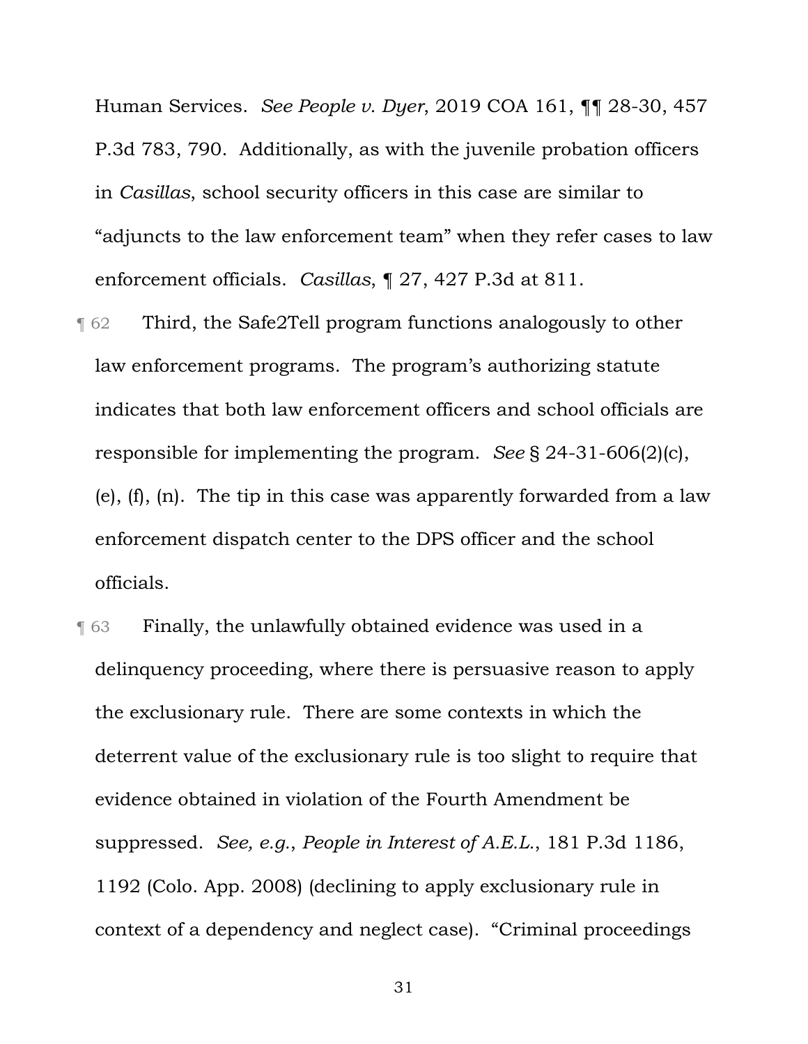Human Services. *See People v. Dyer*, 2019 COA 161, ¶¶ 28-30, 457 P.3d 783, 790. Additionally, as with the juvenile probation officers in *Casillas*, school security officers in this case are similar to "adjuncts to the law enforcement team" when they refer cases to law enforcement officials. *Casillas*, ¶ 27, 427 P.3d at 811.

¶ 62 Third, the Safe2Tell program functions analogously to other law enforcement programs. The program's authorizing statute indicates that both law enforcement officers and school officials are responsible for implementing the program. *See* § 24-31-606(2)(c), (e), (f), (n). The tip in this case was apparently forwarded from a law enforcement dispatch center to the DPS officer and the school officials.

¶ 63 Finally, the unlawfully obtained evidence was used in a delinquency proceeding, where there is persuasive reason to apply the exclusionary rule. There are some contexts in which the deterrent value of the exclusionary rule is too slight to require that evidence obtained in violation of the Fourth Amendment be suppressed. *See, e.g.*, *People in Interest of A.E.L.*, 181 P.3d 1186, 1192 (Colo. App. 2008) (declining to apply exclusionary rule in context of a dependency and neglect case). "Criminal proceedings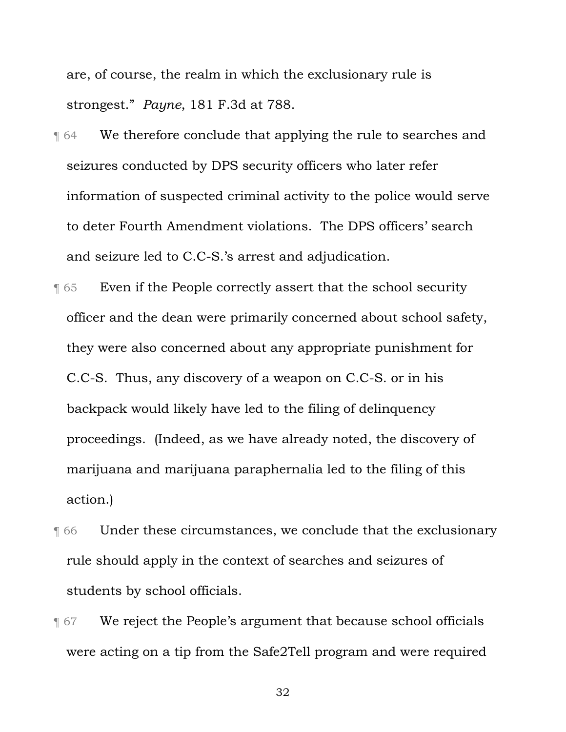are, of course, the realm in which the exclusionary rule is strongest." *Payne*, 181 F.3d at 788.

¶ 64 We therefore conclude that applying the rule to searches and seizures conducted by DPS security officers who later refer information of suspected criminal activity to the police would serve to deter Fourth Amendment violations. The DPS officers' search and seizure led to C.C-S.'s arrest and adjudication.

¶ 65 Even if the People correctly assert that the school security officer and the dean were primarily concerned about school safety, they were also concerned about any appropriate punishment for C.C-S. Thus, any discovery of a weapon on C.C-S. or in his backpack would likely have led to the filing of delinquency proceedings. (Indeed, as we have already noted, the discovery of marijuana and marijuana paraphernalia led to the filing of this action.)

¶ 66 Under these circumstances, we conclude that the exclusionary rule should apply in the context of searches and seizures of students by school officials.

¶ 67 We reject the People's argument that because school officials were acting on a tip from the Safe2Tell program and were required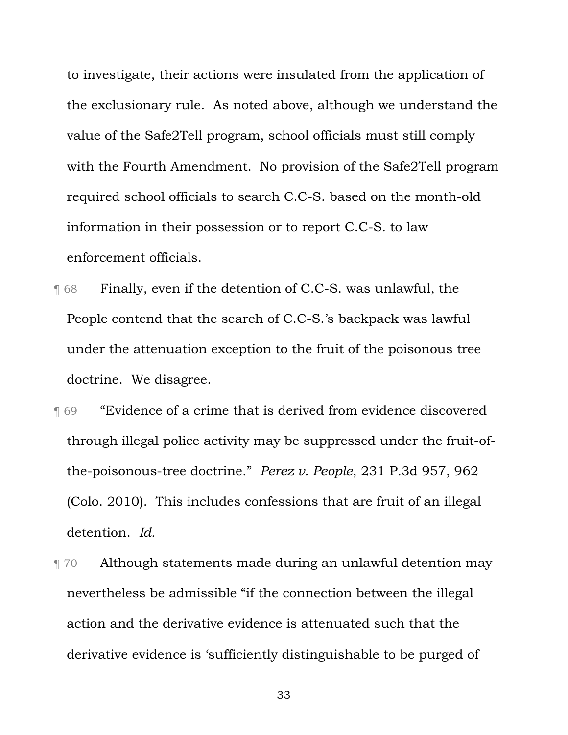to investigate, their actions were insulated from the application of the exclusionary rule. As noted above, although we understand the value of the Safe2Tell program, school officials must still comply with the Fourth Amendment. No provision of the Safe2Tell program required school officials to search C.C-S. based on the month-old information in their possession or to report C.C-S. to law enforcement officials.

¶ 68 Finally, even if the detention of C.C-S. was unlawful, the People contend that the search of C.C-S.'s backpack was lawful under the attenuation exception to the fruit of the poisonous tree doctrine. We disagree.

¶ 69 "Evidence of a crime that is derived from evidence discovered through illegal police activity may be suppressed under the fruit-of-the-poisonous-tree doctrine." *Perez v. People*, 231 P.3d 957, 962 (Colo. 2010). This includes confessions that are fruit of an illegal detention. *Id.*

¶ 70 Although statements made during an unlawful detention may nevertheless be admissible "if the connection between the illegal action and the derivative evidence is attenuated such that the derivative evidence is 'sufficiently distinguishable to be purged of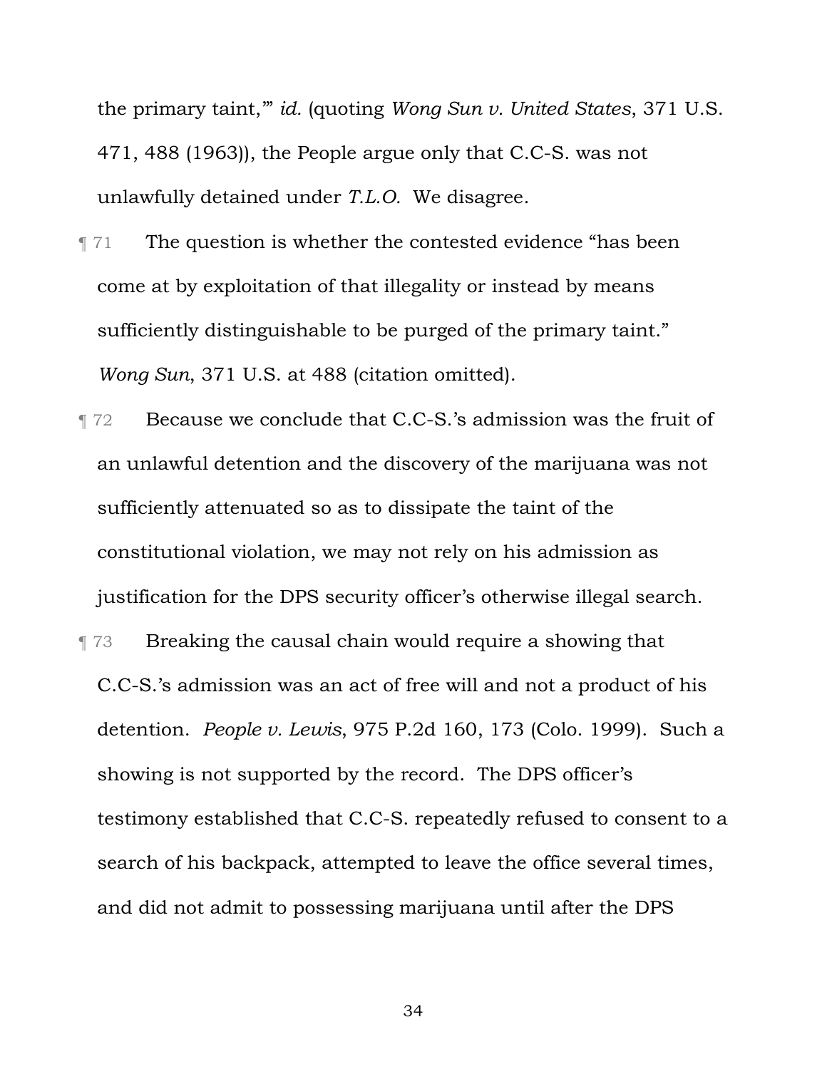the primary taint,'" *id.* (quoting *Wong Sun v. United States*, 371 U.S. 471, 488 (1963)), the People argue only that C.C-S. was not unlawfully detained under *T.L.O.* We disagree.

¶ 71 The question is whether the contested evidence "has been come at by exploitation of that illegality or instead by means sufficiently distinguishable to be purged of the primary taint." *Wong Sun*, 371 U.S. at 488 (citation omitted).

¶ 72 Because we conclude that C.C-S.'s admission was the fruit of an unlawful detention and the discovery of the marijuana was not sufficiently attenuated so as to dissipate the taint of the constitutional violation, we may not rely on his admission as justification for the DPS security officer's otherwise illegal search.

¶ 73 Breaking the causal chain would require a showing that C.C-S.'s admission was an act of free will and not a product of his detention. *People v. Lewis*, 975 P.2d 160, 173 (Colo. 1999). Such a showing is not supported by the record. The DPS officer's testimony established that C.C-S. repeatedly refused to consent to a search of his backpack, attempted to leave the office several times, and did not admit to possessing marijuana until after the DPS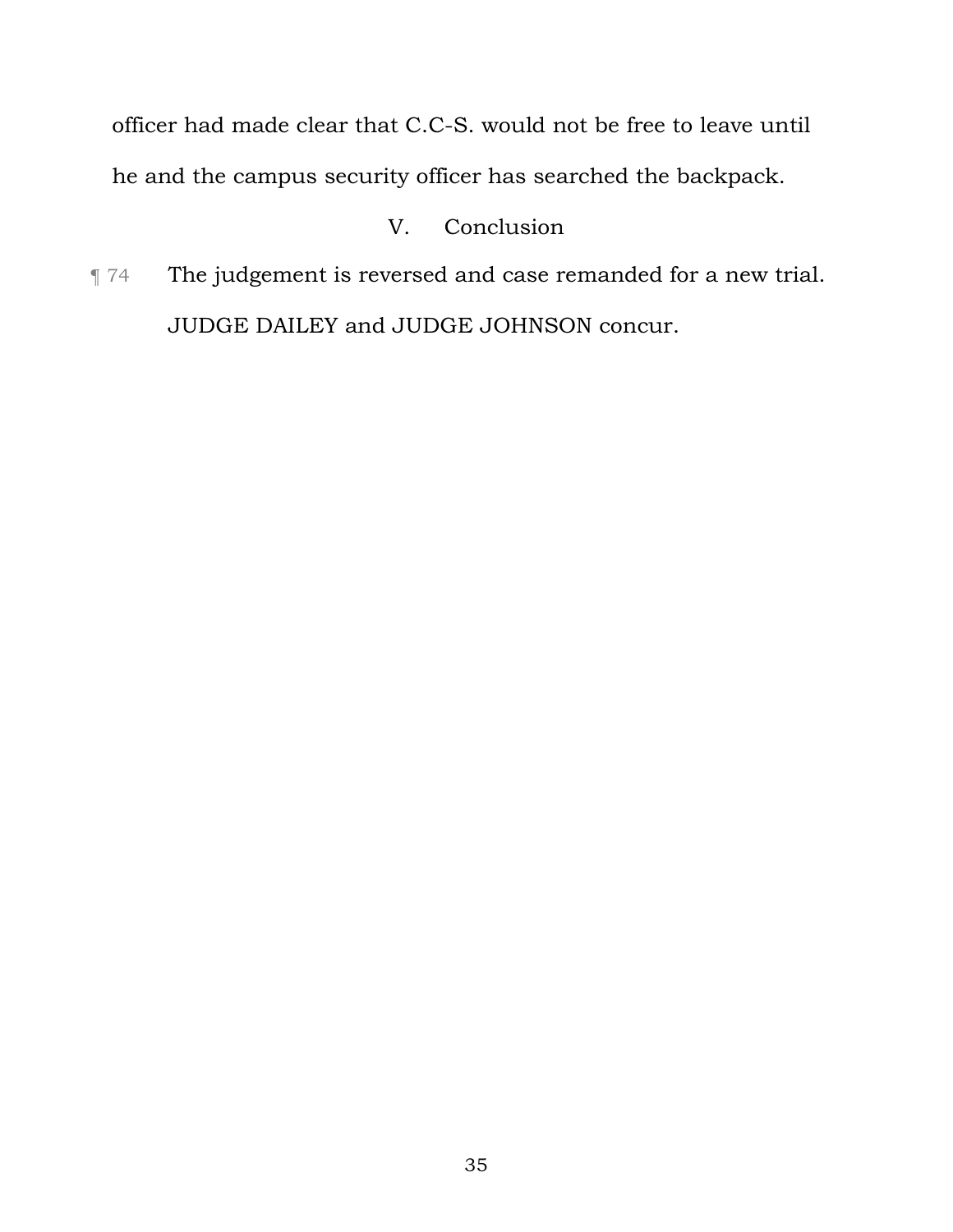officer had made clear that C.C-S. would not be free to leave until he and the campus security officer has searched the backpack.

## V. Conclusion

¶ 74 The judgement is reversed and case remanded for a new trial.

JUDGE DAILEY and JUDGE JOHNSON concur.